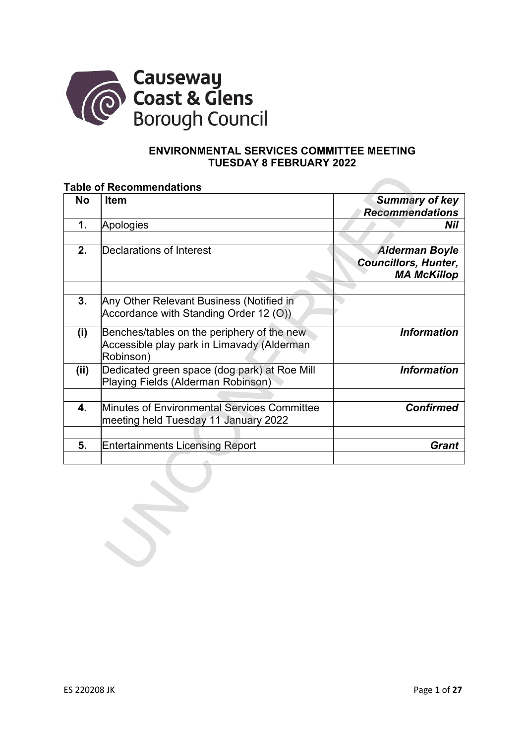Causeway Coast & Glens Borough Council

**ENVIRONMENTAL SERVICES COMMITTEE MEETING**
**TUESDAY 8 FEBRUARY 2022**

**Table of Recommendations**

| No | Item | *Summary of key Recommendations* |
|---|---|---|
| **1.** | Apologies | ***Nil*** |
| | | |
| **2.** | Declarations of Interest | ***Alderman Boyle Councillors, Hunter, MA McKillop*** |
| | | |
| **3.** | Any Other Relevant Business (Notified in Accordance with Standing Order 12 (O)) | |
| **(i)** | Benches/tables on the periphery of the new Accessible play park in Limavady (Alderman Robinson) | ***Information*** |
| **(ii)** | Dedicated green space (dog park) at Roe Mill Playing Fields (Alderman Robinson) | ***Information*** |
| | | |
| **4.** | Minutes of Environmental Services Committee meeting held Tuesday 11 January 2022 | ***Confirmed*** |
| | | |
| **5.** | Entertainments Licensing Report | ***Grant*** |
| | | |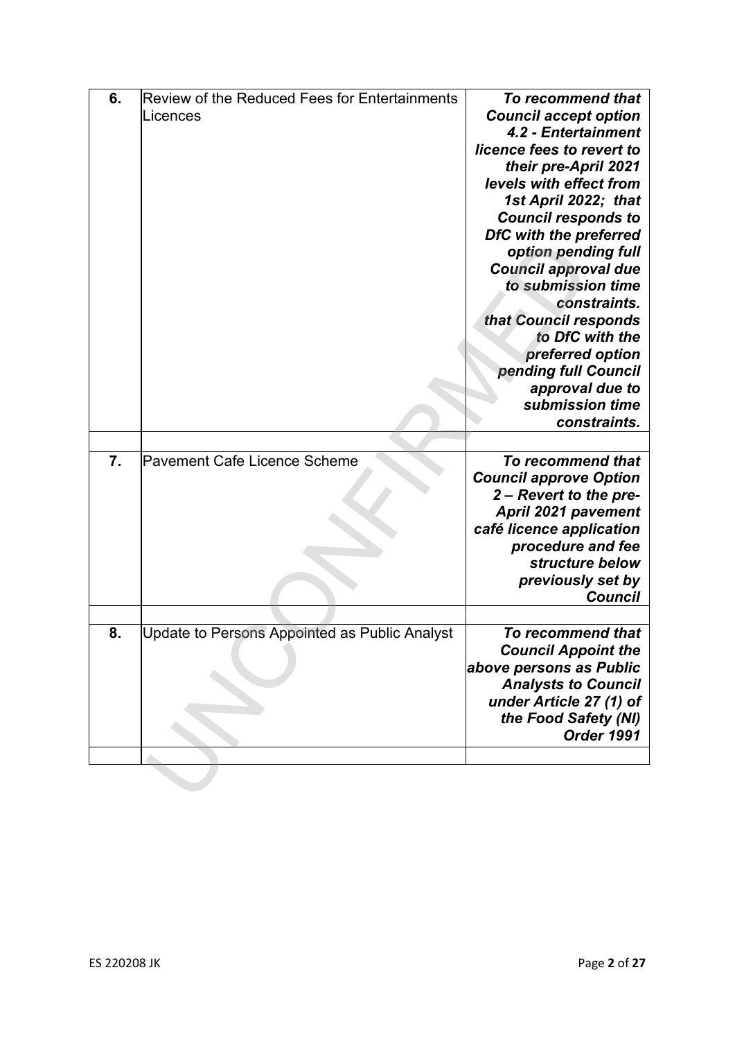| | | |
|---|---|---|
| **6.** | Review of the Reduced Fees for Entertainments Licences | ***To recommend that Council accept option 4.2 - Entertainment licence fees to revert to their pre-April 2021 levels with effect from 1st April 2022; that Council responds to DfC with the preferred option pending full Council approval due to submission time constraints. that Council responds to DfC with the preferred option pending full Council approval due to submission time constraints.*** |
| | | |
| **7.** | Pavement Cafe Licence Scheme | ***To recommend that Council approve Option 2 – Revert to the pre-April 2021 pavement café licence application procedure and fee structure below previously set by Council*** |
| | | |
| **8.** | Update to Persons Appointed as Public Analyst | ***To recommend that Council Appoint the above persons as Public Analysts to Council under Article 27 (1) of the Food Safety (NI) Order 1991*** |
| | | |

ES 220208 JK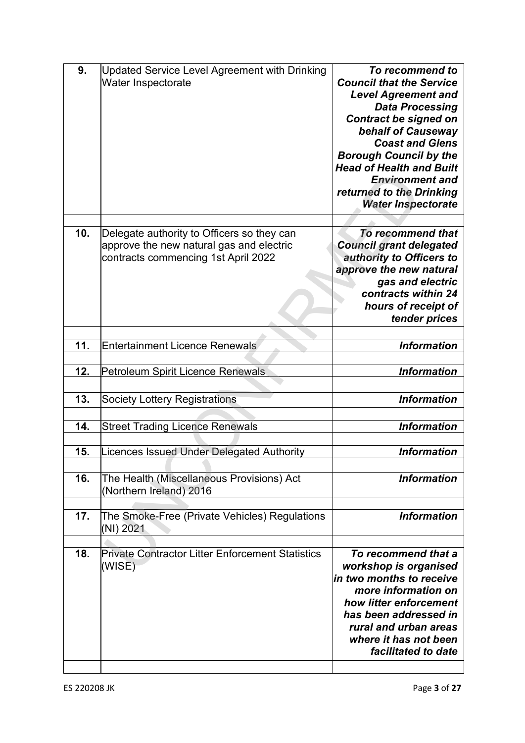| | | |
|---|---|---|
| **9.** | Updated Service Level Agreement with Drinking Water Inspectorate | ***To recommend to Council that the Service Level Agreement and Data Processing Contract be signed on behalf of Causeway Coast and Glens Borough Council by the Head of Health and Built Environment and returned to the Drinking Water Inspectorate*** |
| | | |
| **10.** | Delegate authority to Officers so they can approve the new natural gas and electric contracts commencing 1st April 2022 | ***To recommend that Council grant delegated authority to Officers to approve the new natural gas and electric contracts within 24 hours of receipt of tender prices*** |
| | | |
| **11.** | Entertainment Licence Renewals | ***Information*** |
| | | |
| **12.** | Petroleum Spirit Licence Renewals | ***Information*** |
| | | |
| **13.** | Society Lottery Registrations | ***Information*** |
| | | |
| **14.** | Street Trading Licence Renewals | ***Information*** |
| | | |
| **15.** | Licences Issued Under Delegated Authority | ***Information*** |
| | | |
| **16.** | The Health (Miscellaneous Provisions) Act (Northern Ireland) 2016 | ***Information*** |
| | | |
| **17.** | The Smoke-Free (Private Vehicles) Regulations (NI) 2021 | ***Information*** |
| | | |
| **18.** | Private Contractor Litter Enforcement Statistics (WISE) | ***To recommend that a workshop is organised in two months to receive more information on how litter enforcement has been addressed in rural and urban areas where it has not been facilitated to date*** |
| | | |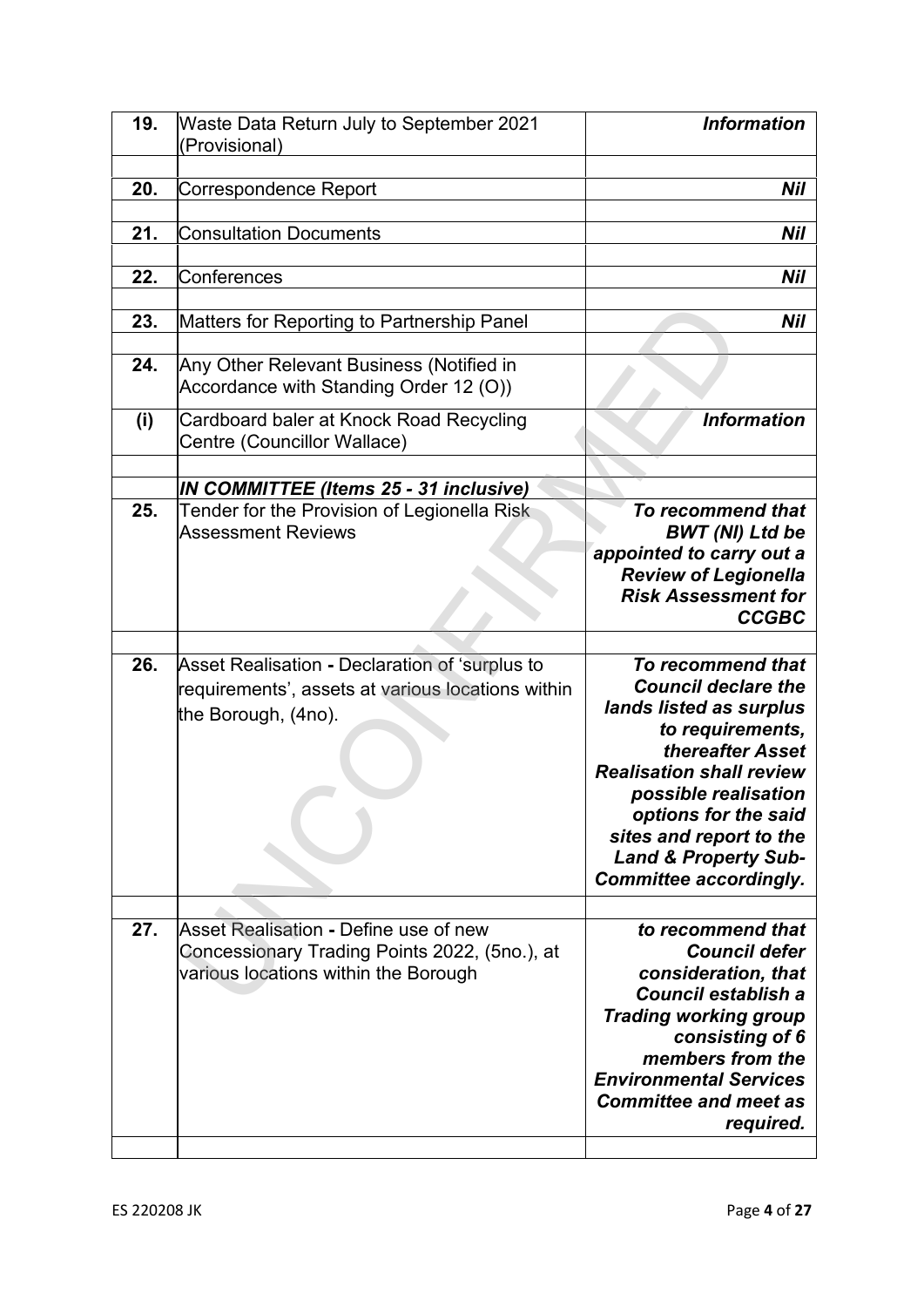| | | |
|---|---|---|
| **19.** | Waste Data Return July to September 2021 (Provisional) | ***Information*** |
| | | |
| **20.** | Correspondence Report | ***Nil*** |
| | | |
| **21.** | Consultation Documents | ***Nil*** |
| | | |
| **22.** | Conferences | ***Nil*** |
| | | |
| **23.** | Matters for Reporting to Partnership Panel | ***Nil*** |
| | | |
| **24.** | Any Other Relevant Business (Notified in Accordance with Standing Order 12 (O)) | |
| **(i)** | Cardboard baler at Knock Road Recycling Centre (Councillor Wallace) | ***Information*** |
| | | |
| | ***IN COMMITTEE (Items 25 - 31 inclusive)*** | |
| **25.** | Tender for the Provision of Legionella Risk Assessment Reviews | ***To recommend that BWT (NI) Ltd be appointed to carry out a Review of Legionella Risk Assessment for CCGBC*** |
| | | |
| **26.** | Asset Realisation **-** Declaration of 'surplus to requirements', assets at various locations within the Borough, (4no). | ***To recommend that Council declare the lands listed as surplus to requirements, thereafter Asset Realisation shall review possible realisation options for the said sites and report to the Land & Property Sub-Committee accordingly.*** |
| | | |
| **27.** | Asset Realisation **-** Define use of new Concessionary Trading Points 2022, (5no.), at various locations within the Borough | ***to recommend that Council defer consideration, that Council establish a Trading working group consisting of 6 members from the Environmental Services Committee and meet as required.*** |
| | | |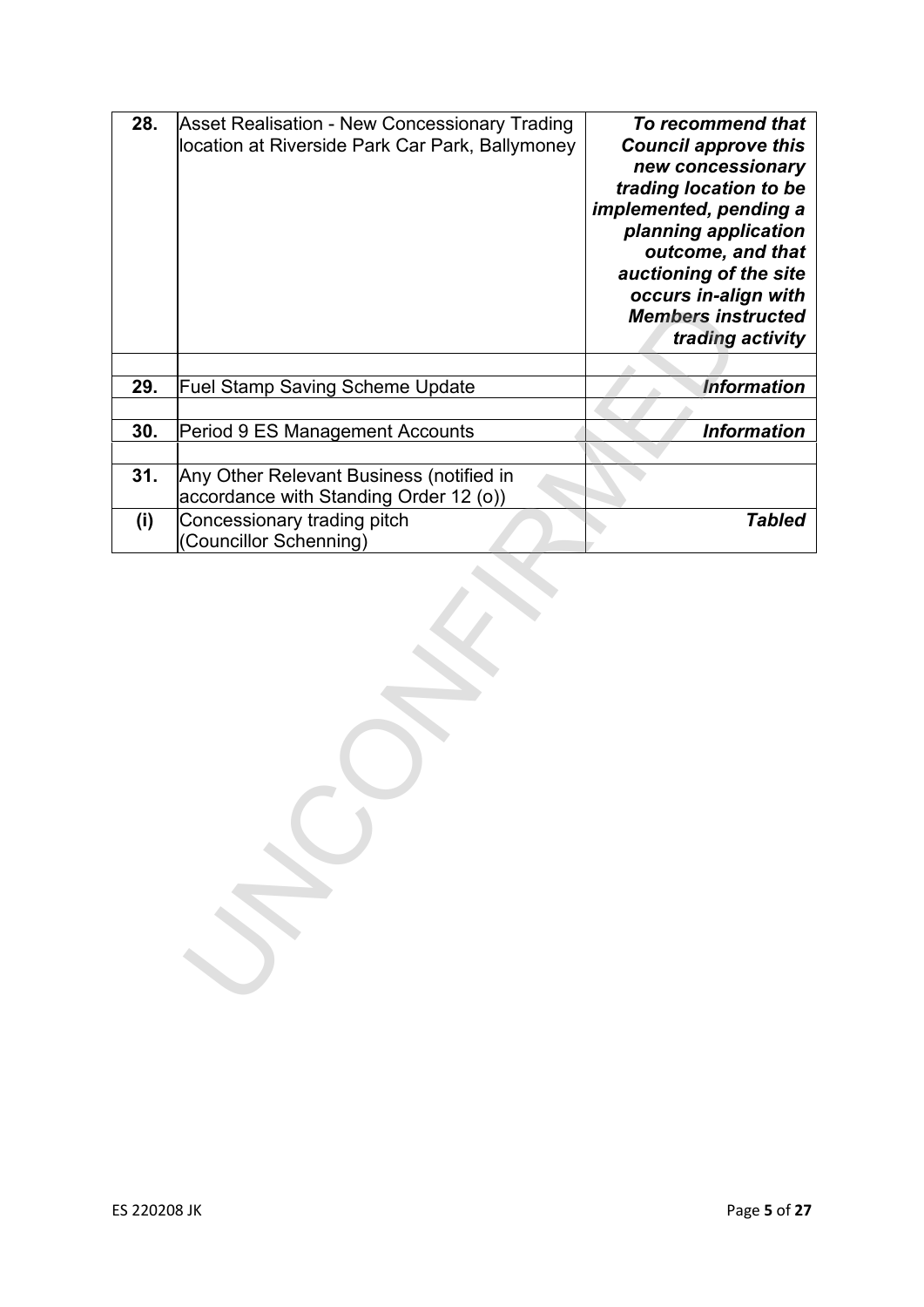| | | |
|---|---|---|
| **28.** | Asset Realisation - New Concessionary Trading location at Riverside Park Car Park, Ballymoney | ***To recommend that Council approve this new concessionary trading location to be implemented, pending a planning application outcome, and that auctioning of the site occurs in-align with Members instructed trading activity*** |
| | | |
| **29.** | Fuel Stamp Saving Scheme Update | ***Information*** |
| | | |
| **30.** | Period 9 ES Management Accounts | ***Information*** |
| | | |
| **31.** | Any Other Relevant Business (notified in accordance with Standing Order 12 (o)) | |
| **(i)** | Concessionary trading pitch (Councillor Schenning) | ***Tabled*** |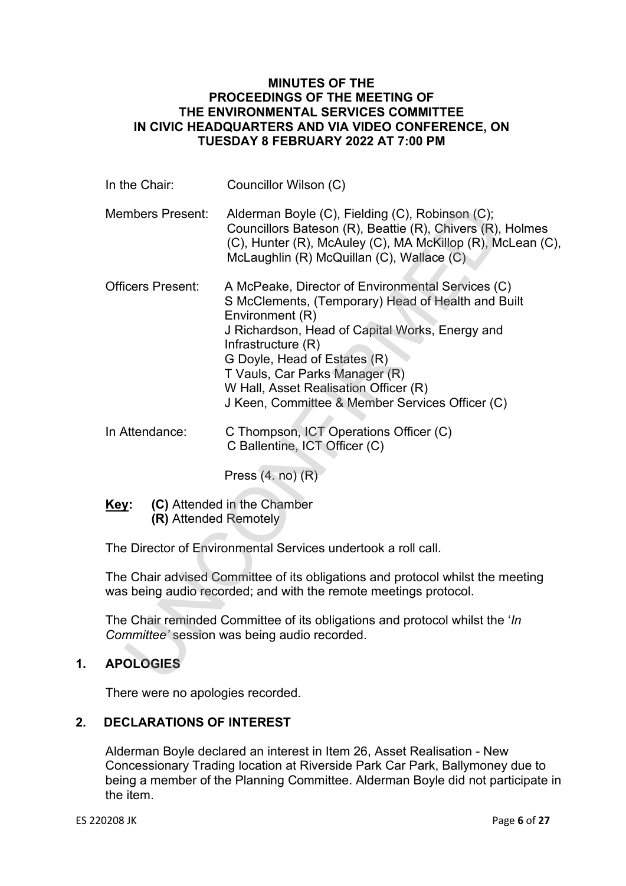**MINUTES OF THE PROCEEDINGS OF THE MEETING OF THE ENVIRONMENTAL SERVICES COMMITTEE IN CIVIC HEADQUARTERS AND VIA VIDEO CONFERENCE, ON TUESDAY 8 FEBRUARY 2022 AT 7:00 PM**

| | |
|---|---|
| In the Chair: | Councillor Wilson (C) |
| Members Present: | Alderman Boyle (C), Fielding (C), Robinson (C); Councillors Bateson (R), Beattie (R), Chivers (R), Holmes (C), Hunter (R), McAuley (C), MA McKillop (R), McLean (C), McLaughlin (R) McQuillan (C), Wallace (C) |
| Officers Present: | A McPeake, Director of Environmental Services (C)<br>S McClements, (Temporary) Head of Health and Built Environment (R)<br>J Richardson, Head of Capital Works, Energy and Infrastructure (R)<br>G Doyle, Head of Estates (R)<br>T Vauls, Car Parks Manager (R)<br>W Hall, Asset Realisation Officer (R)<br>J Keen, Committee & Member Services Officer (C) |
| In Attendance: | C Thompson, ICT Operations Officer (C)<br>C Ballentine, ICT Officer (C)<br><br>Press (4. no) (R) |

**Key:** **(C)** Attended in the Chamber
**(R)** Attended Remotely

The Director of Environmental Services undertook a roll call.

The Chair advised Committee of its obligations and protocol whilst the meeting was being audio recorded; and with the remote meetings protocol.

The Chair reminded Committee of its obligations and protocol whilst the '*In Committee'* session was being audio recorded.

## 1. APOLOGIES

There were no apologies recorded.

## 2. DECLARATIONS OF INTEREST

Alderman Boyle declared an interest in Item 26, Asset Realisation - New Concessionary Trading location at Riverside Park Car Park, Ballymoney due to being a member of the Planning Committee. Alderman Boyle did not participate in the item.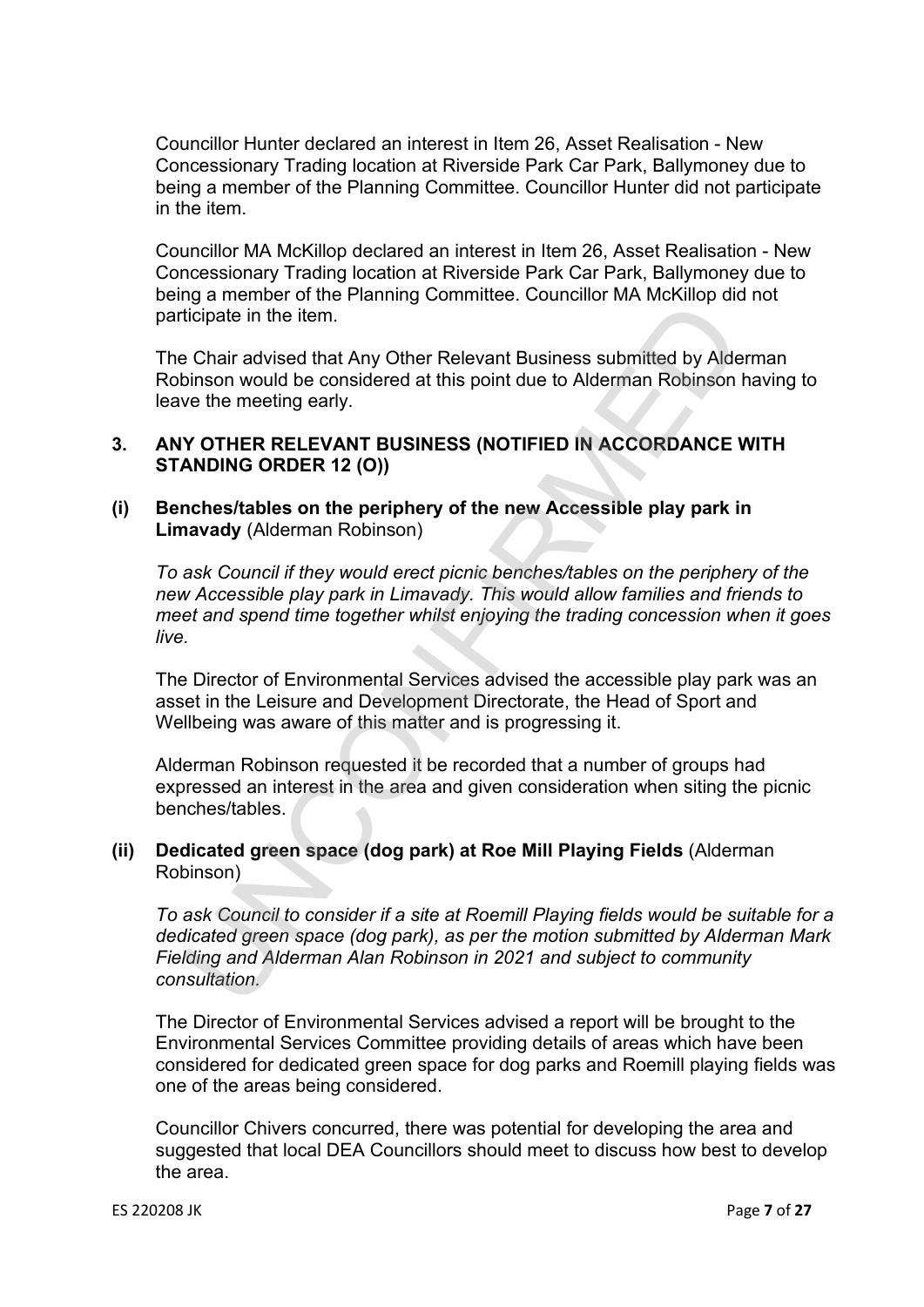Councillor Hunter declared an interest in Item 26, Asset Realisation - New Concessionary Trading location at Riverside Park Car Park, Ballymoney due to being a member of the Planning Committee. Councillor Hunter did not participate in the item.

Councillor MA McKillop declared an interest in Item 26, Asset Realisation - New Concessionary Trading location at Riverside Park Car Park, Ballymoney due to being a member of the Planning Committee. Councillor MA McKillop did not participate in the item.

The Chair advised that Any Other Relevant Business submitted by Alderman Robinson would be considered at this point due to Alderman Robinson having to leave the meeting early.

## 3. ANY OTHER RELEVANT BUSINESS (NOTIFIED IN ACCORDANCE WITH STANDING ORDER 12 (O))

**(i) Benches/tables on the periphery of the new Accessible play park in Limavady** (Alderman Robinson)

*To ask Council if they would erect picnic benches/tables on the periphery of the new Accessible play park in Limavady. This would allow families and friends to meet and spend time together whilst enjoying the trading concession when it goes live.*

The Director of Environmental Services advised the accessible play park was an asset in the Leisure and Development Directorate, the Head of Sport and Wellbeing was aware of this matter and is progressing it.

Alderman Robinson requested it be recorded that a number of groups had expressed an interest in the area and given consideration when siting the picnic benches/tables.

**(ii) Dedicated green space (dog park) at Roe Mill Playing Fields** (Alderman Robinson)

*To ask Council to consider if a site at Roemill Playing fields would be suitable for a dedicated green space (dog park), as per the motion submitted by Alderman Mark Fielding and Alderman Alan Robinson in 2021 and subject to community consultation.*

The Director of Environmental Services advised a report will be brought to the Environmental Services Committee providing details of areas which have been considered for dedicated green space for dog parks and Roemill playing fields was one of the areas being considered.

Councillor Chivers concurred, there was potential for developing the area and suggested that local DEA Councillors should meet to discuss how best to develop the area.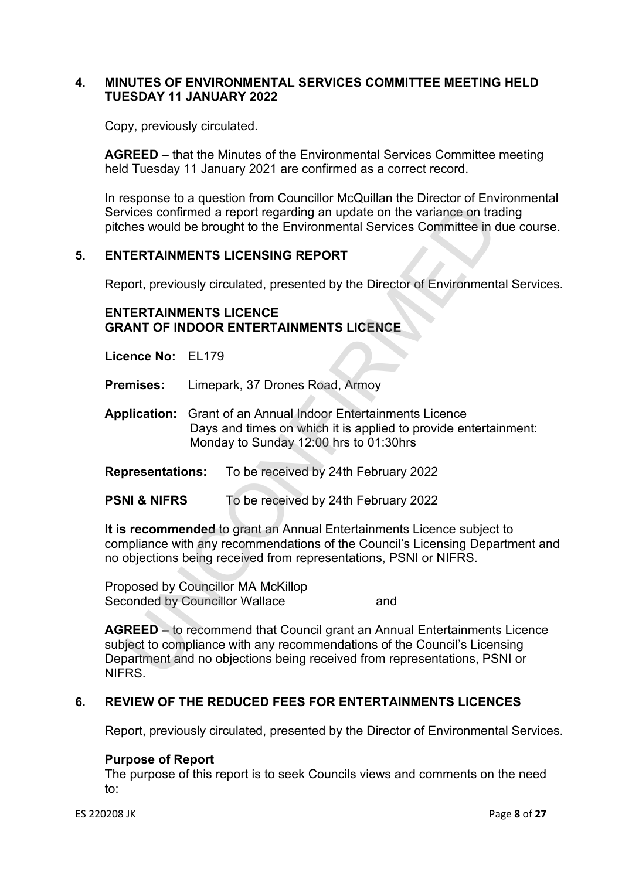## 4. MINUTES OF ENVIRONMENTAL SERVICES COMMITTEE MEETING HELD TUESDAY 11 JANUARY 2022

Copy, previously circulated.

**AGREED** – that the Minutes of the Environmental Services Committee meeting held Tuesday 11 January 2021 are confirmed as a correct record.

In response to a question from Councillor McQuillan the Director of Environmental Services confirmed a report regarding an update on the variance on trading pitches would be brought to the Environmental Services Committee in due course.

## 5. ENTERTAINMENTS LICENSING REPORT

Report, previously circulated, presented by the Director of Environmental Services.

**ENTERTAINMENTS LICENCE**
**GRANT OF INDOOR ENTERTAINMENTS LICENCE**

**Licence No:** EL179

**Premises:** Limepark, 37 Drones Road, Armoy

**Application:** Grant of an Annual Indoor Entertainments Licence
Days and times on which it is applied to provide entertainment:
Monday to Sunday 12:00 hrs to 01:30hrs

**Representations:** To be received by 24th February 2022

**PSNI & NIFRS** To be received by 24th February 2022

**It is recommended** to grant an Annual Entertainments Licence subject to compliance with any recommendations of the Council's Licensing Department and no objections being received from representations, PSNI or NIFRS.

Proposed by Councillor MA McKillop
Seconded by Councillor Wallace and

**AGREED –** to recommend that Council grant an Annual Entertainments Licence subject to compliance with any recommendations of the Council's Licensing Department and no objections being received from representations, PSNI or NIFRS.

## 6. REVIEW OF THE REDUCED FEES FOR ENTERTAINMENTS LICENCES

Report, previously circulated, presented by the Director of Environmental Services.

**Purpose of Report**
The purpose of this report is to seek Councils views and comments on the need to: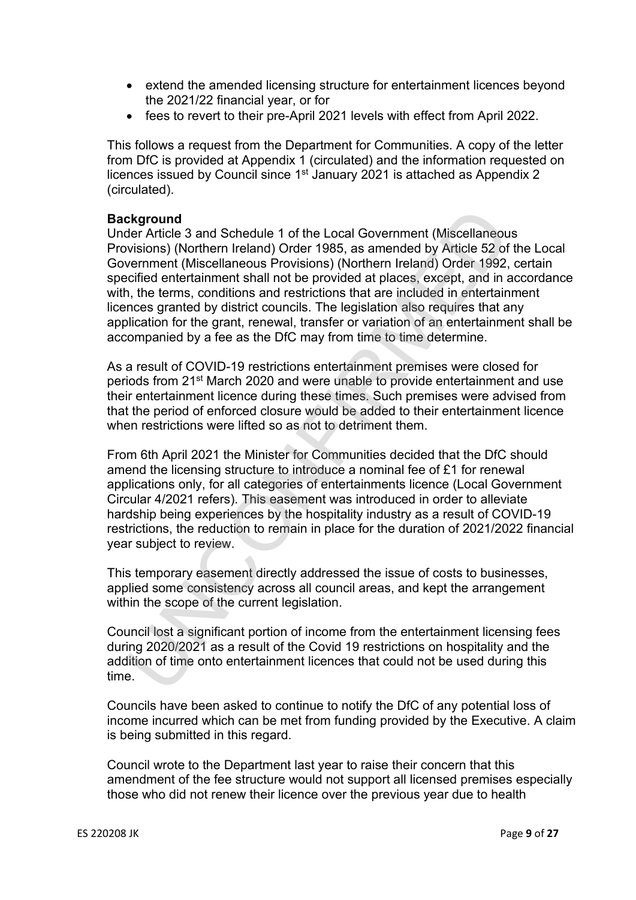- extend the amended licensing structure for entertainment licences beyond the 2021/22 financial year, or for
- fees to revert to their pre-April 2021 levels with effect from April 2022.

This follows a request from the Department for Communities. A copy of the letter from DfC is provided at Appendix 1 (circulated) and the information requested on licences issued by Council since 1st January 2021 is attached as Appendix 2 (circulated).

**Background**
Under Article 3 and Schedule 1 of the Local Government (Miscellaneous Provisions) (Northern Ireland) Order 1985, as amended by Article 52 of the Local Government (Miscellaneous Provisions) (Northern Ireland) Order 1992, certain specified entertainment shall not be provided at places, except, and in accordance with, the terms, conditions and restrictions that are included in entertainment licences granted by district councils. The legislation also requires that any application for the grant, renewal, transfer or variation of an entertainment shall be accompanied by a fee as the DfC may from time to time determine.

As a result of COVID-19 restrictions entertainment premises were closed for periods from 21st March 2020 and were unable to provide entertainment and use their entertainment licence during these times. Such premises were advised from that the period of enforced closure would be added to their entertainment licence when restrictions were lifted so as not to detriment them.

From 6th April 2021 the Minister for Communities decided that the DfC should amend the licensing structure to introduce a nominal fee of £1 for renewal applications only, for all categories of entertainments licence (Local Government Circular 4/2021 refers). This easement was introduced in order to alleviate hardship being experiences by the hospitality industry as a result of COVID-19 restrictions, the reduction to remain in place for the duration of 2021/2022 financial year subject to review.

This temporary easement directly addressed the issue of costs to businesses, applied some consistency across all council areas, and kept the arrangement within the scope of the current legislation.

Council lost a significant portion of income from the entertainment licensing fees during 2020/2021 as a result of the Covid 19 restrictions on hospitality and the addition of time onto entertainment licences that could not be used during this time.

Councils have been asked to continue to notify the DfC of any potential loss of income incurred which can be met from funding provided by the Executive. A claim is being submitted in this regard.

Council wrote to the Department last year to raise their concern that this amendment of the fee structure would not support all licensed premises especially those who did not renew their licence over the previous year due to health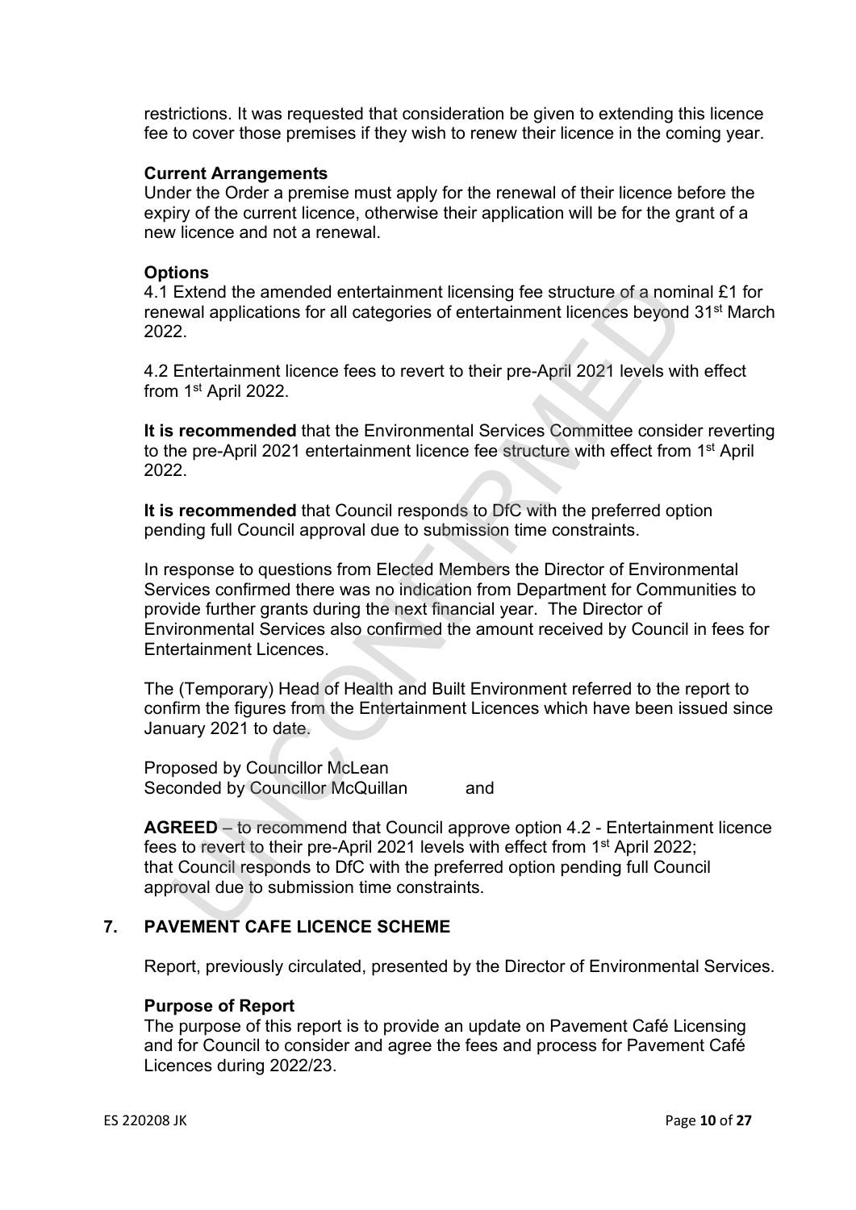restrictions. It was requested that consideration be given to extending this licence fee to cover those premises if they wish to renew their licence in the coming year.

**Current Arrangements**
Under the Order a premise must apply for the renewal of their licence before the expiry of the current licence, otherwise their application will be for the grant of a new licence and not a renewal.

**Options**
4.1 Extend the amended entertainment licensing fee structure of a nominal £1 for renewal applications for all categories of entertainment licences beyond 31st March 2022.

4.2 Entertainment licence fees to revert to their pre-April 2021 levels with effect from 1st April 2022.

**It is recommended** that the Environmental Services Committee consider reverting to the pre-April 2021 entertainment licence fee structure with effect from 1st April 2022.

**It is recommended** that Council responds to DfC with the preferred option pending full Council approval due to submission time constraints.

In response to questions from Elected Members the Director of Environmental Services confirmed there was no indication from Department for Communities to provide further grants during the next financial year. The Director of Environmental Services also confirmed the amount received by Council in fees for Entertainment Licences.

The (Temporary) Head of Health and Built Environment referred to the report to confirm the figures from the Entertainment Licences which have been issued since January 2021 to date.

Proposed by Councillor McLean
Seconded by Councillor McQuillan and

**AGREED** – to recommend that Council approve option 4.2 - Entertainment licence fees to revert to their pre-April 2021 levels with effect from 1st April 2022; that Council responds to DfC with the preferred option pending full Council approval due to submission time constraints.

## 7. PAVEMENT CAFE LICENCE SCHEME

Report, previously circulated, presented by the Director of Environmental Services.

**Purpose of Report**
The purpose of this report is to provide an update on Pavement Café Licensing and for Council to consider and agree the fees and process for Pavement Café Licences during 2022/23.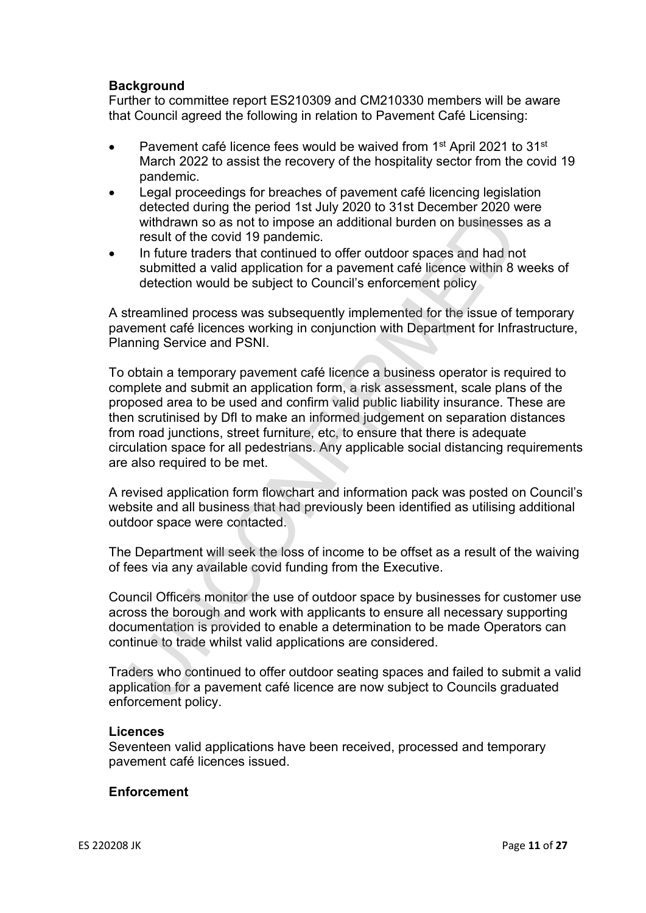**Background**

Further to committee report ES210309 and CM210330 members will be aware that Council agreed the following in relation to Pavement Café Licensing:

- Pavement café licence fees would be waived from 1st April 2021 to 31st March 2022 to assist the recovery of the hospitality sector from the covid 19 pandemic.
- Legal proceedings for breaches of pavement café licencing legislation detected during the period 1st July 2020 to 31st December 2020 were withdrawn so as not to impose an additional burden on businesses as a result of the covid 19 pandemic.
- In future traders that continued to offer outdoor spaces and had not submitted a valid application for a pavement café licence within 8 weeks of detection would be subject to Council's enforcement policy

A streamlined process was subsequently implemented for the issue of temporary pavement café licences working in conjunction with Department for Infrastructure, Planning Service and PSNI.

To obtain a temporary pavement café licence a business operator is required to complete and submit an application form, a risk assessment, scale plans of the proposed area to be used and confirm valid public liability insurance. These are then scrutinised by DfI to make an informed judgement on separation distances from road junctions, street furniture, etc, to ensure that there is adequate circulation space for all pedestrians. Any applicable social distancing requirements are also required to be met.

A revised application form flowchart and information pack was posted on Council's website and all business that had previously been identified as utilising additional outdoor space were contacted.

The Department will seek the loss of income to be offset as a result of the waiving of fees via any available covid funding from the Executive.

Council Officers monitor the use of outdoor space by businesses for customer use across the borough and work with applicants to ensure all necessary supporting documentation is provided to enable a determination to be made Operators can continue to trade whilst valid applications are considered.

Traders who continued to offer outdoor seating spaces and failed to submit a valid application for a pavement café licence are now subject to Councils graduated enforcement policy.

**Licences**

Seventeen valid applications have been received, processed and temporary pavement café licences issued.

**Enforcement**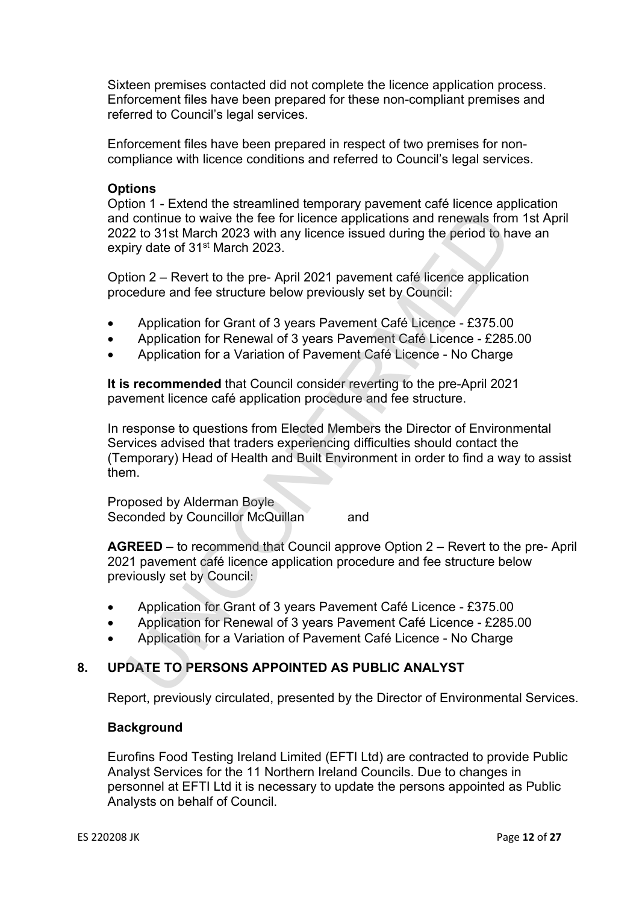Sixteen premises contacted did not complete the licence application process. Enforcement files have been prepared for these non-compliant premises and referred to Council's legal services.

Enforcement files have been prepared in respect of two premises for non-compliance with licence conditions and referred to Council's legal services.

**Options**

Option 1 - Extend the streamlined temporary pavement café licence application and continue to waive the fee for licence applications and renewals from 1st April 2022 to 31st March 2023 with any licence issued during the period to have an expiry date of 31st March 2023.

Option 2 – Revert to the pre- April 2021 pavement café licence application procedure and fee structure below previously set by Council:

- Application for Grant of 3 years Pavement Café Licence - £375.00
- Application for Renewal of 3 years Pavement Café Licence - £285.00
- Application for a Variation of Pavement Café Licence - No Charge

**It is recommended** that Council consider reverting to the pre-April 2021 pavement licence café application procedure and fee structure.

In response to questions from Elected Members the Director of Environmental Services advised that traders experiencing difficulties should contact the (Temporary) Head of Health and Built Environment in order to find a way to assist them.

Proposed by Alderman Boyle
Seconded by Councillor McQuillan and

**AGREED** – to recommend that Council approve Option 2 – Revert to the pre- April 2021 pavement café licence application procedure and fee structure below previously set by Council:

- Application for Grant of 3 years Pavement Café Licence - £375.00
- Application for Renewal of 3 years Pavement Café Licence - £285.00
- Application for a Variation of Pavement Café Licence - No Charge

## 8. UPDATE TO PERSONS APPOINTED AS PUBLIC ANALYST

Report, previously circulated, presented by the Director of Environmental Services.

**Background**

Eurofins Food Testing Ireland Limited (EFTI Ltd) are contracted to provide Public Analyst Services for the 11 Northern Ireland Councils. Due to changes in personnel at EFTI Ltd it is necessary to update the persons appointed as Public Analysts on behalf of Council.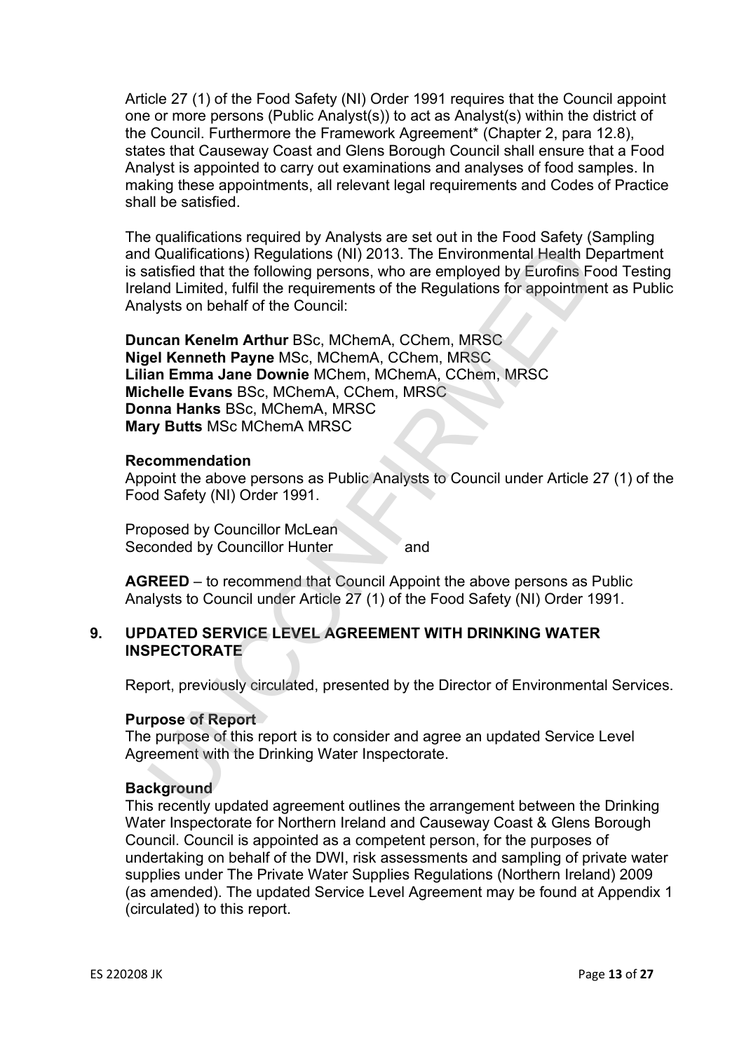Article 27 (1) of the Food Safety (NI) Order 1991 requires that the Council appoint one or more persons (Public Analyst(s)) to act as Analyst(s) within the district of the Council. Furthermore the Framework Agreement* (Chapter 2, para 12.8), states that Causeway Coast and Glens Borough Council shall ensure that a Food Analyst is appointed to carry out examinations and analyses of food samples. In making these appointments, all relevant legal requirements and Codes of Practice shall be satisfied.

The qualifications required by Analysts are set out in the Food Safety (Sampling and Qualifications) Regulations (NI) 2013. The Environmental Health Department is satisfied that the following persons, who are employed by Eurofins Food Testing Ireland Limited, fulfil the requirements of the Regulations for appointment as Public Analysts on behalf of the Council:

**Duncan Kenelm Arthur** BSc, MChemA, CChem, MRSC
**Nigel Kenneth Payne** MSc, MChemA, CChem, MRSC
**Lilian Emma Jane Downie** MChem, MChemA, CChem, MRSC
**Michelle Evans** BSc, MChemA, CChem, MRSC
**Donna Hanks** BSc, MChemA, MRSC
**Mary Butts** MSc MChemA MRSC

**Recommendation**
Appoint the above persons as Public Analysts to Council under Article 27 (1) of the Food Safety (NI) Order 1991.

Proposed by Councillor McLean
Seconded by Councillor Hunter and

**AGREED** – to recommend that Council Appoint the above persons as Public Analysts to Council under Article 27 (1) of the Food Safety (NI) Order 1991.

## 9. UPDATED SERVICE LEVEL AGREEMENT WITH DRINKING WATER INSPECTORATE

Report, previously circulated, presented by the Director of Environmental Services.

**Purpose of Report**
The purpose of this report is to consider and agree an updated Service Level Agreement with the Drinking Water Inspectorate.

**Background**
This recently updated agreement outlines the arrangement between the Drinking Water Inspectorate for Northern Ireland and Causeway Coast & Glens Borough Council. Council is appointed as a competent person, for the purposes of undertaking on behalf of the DWI, risk assessments and sampling of private water supplies under The Private Water Supplies Regulations (Northern Ireland) 2009 (as amended). The updated Service Level Agreement may be found at Appendix 1 (circulated) to this report.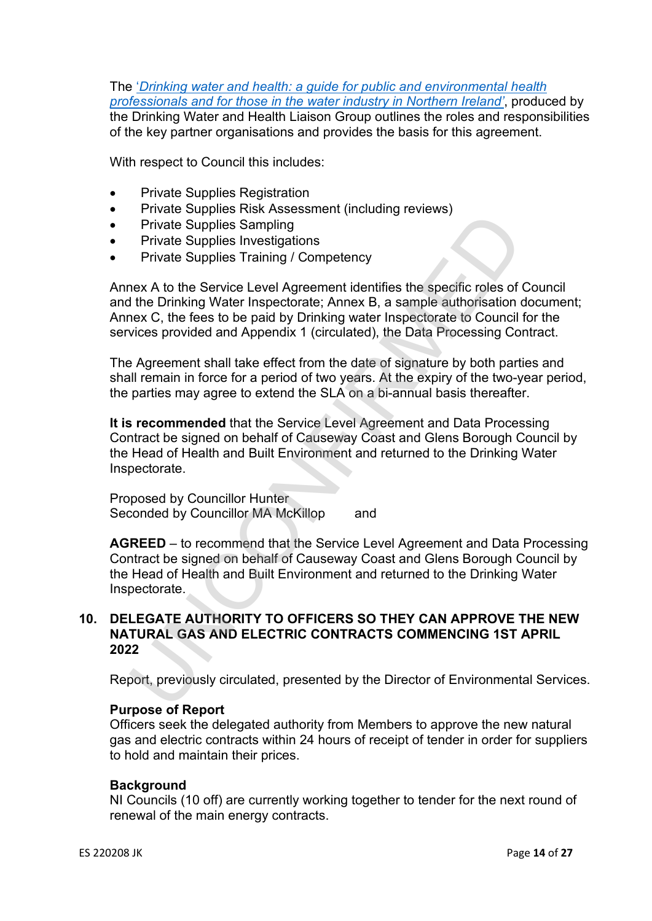The '*Drinking water and health: a guide for public and environmental health professionals and for those in the water industry in Northern Ireland*', produced by the Drinking Water and Health Liaison Group outlines the roles and responsibilities of the key partner organisations and provides the basis for this agreement.

With respect to Council this includes:

- Private Supplies Registration
- Private Supplies Risk Assessment (including reviews)
- Private Supplies Sampling
- Private Supplies Investigations
- Private Supplies Training / Competency

Annex A to the Service Level Agreement identifies the specific roles of Council and the Drinking Water Inspectorate; Annex B, a sample authorisation document; Annex C, the fees to be paid by Drinking water Inspectorate to Council for the services provided and Appendix 1 (circulated), the Data Processing Contract.

The Agreement shall take effect from the date of signature by both parties and shall remain in force for a period of two years. At the expiry of the two-year period, the parties may agree to extend the SLA on a bi-annual basis thereafter.

**It is recommended** that the Service Level Agreement and Data Processing Contract be signed on behalf of Causeway Coast and Glens Borough Council by the Head of Health and Built Environment and returned to the Drinking Water Inspectorate.

Proposed by Councillor Hunter
Seconded by Councillor MA McKillop and

**AGREED** – to recommend that the Service Level Agreement and Data Processing Contract be signed on behalf of Causeway Coast and Glens Borough Council by the Head of Health and Built Environment and returned to the Drinking Water Inspectorate.

## 10. DELEGATE AUTHORITY TO OFFICERS SO THEY CAN APPROVE THE NEW NATURAL GAS AND ELECTRIC CONTRACTS COMMENCING 1ST APRIL 2022

Report, previously circulated, presented by the Director of Environmental Services.

**Purpose of Report**
Officers seek the delegated authority from Members to approve the new natural gas and electric contracts within 24 hours of receipt of tender in order for suppliers to hold and maintain their prices.

**Background**
NI Councils (10 off) are currently working together to tender for the next round of renewal of the main energy contracts.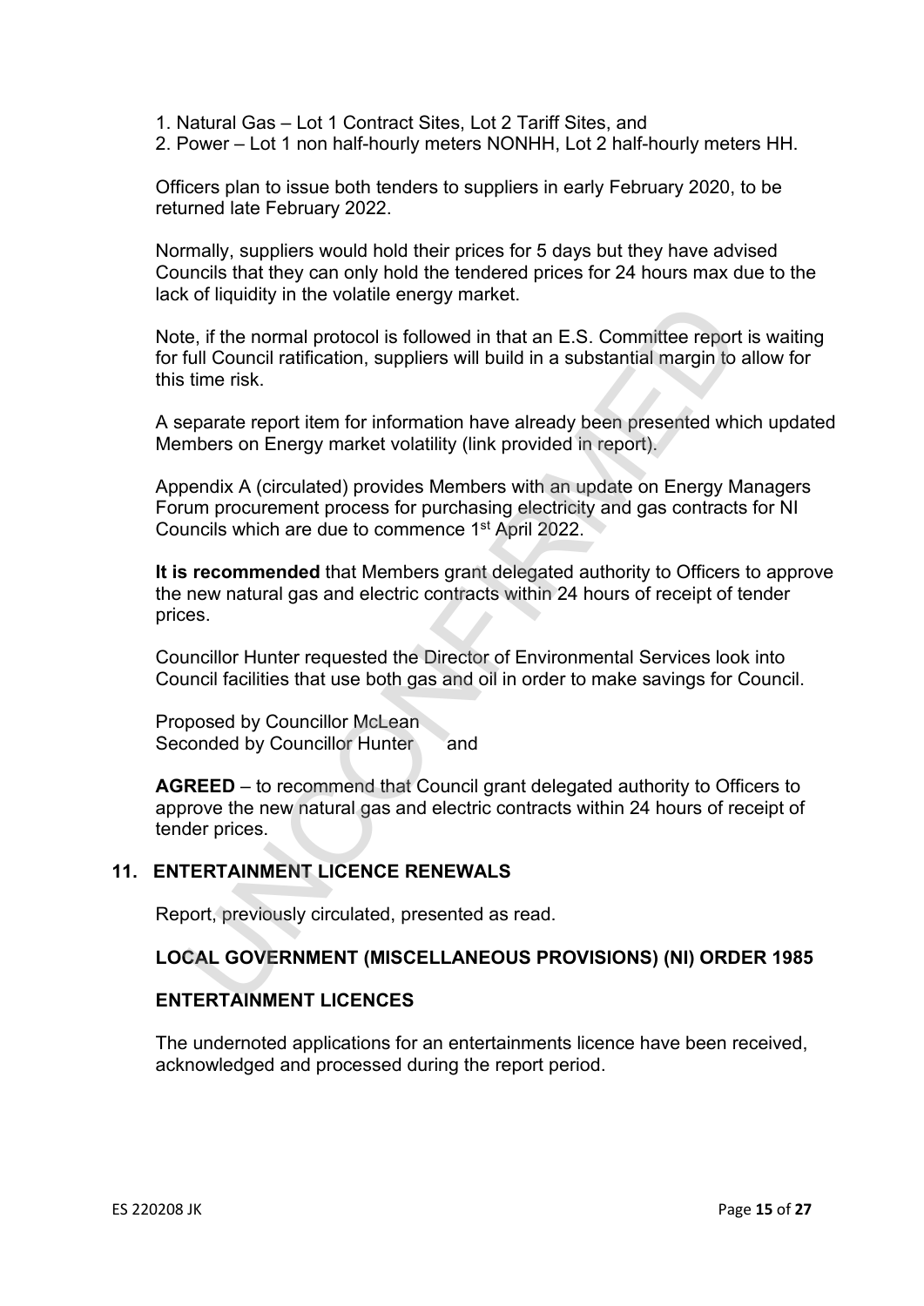1. Natural Gas – Lot 1 Contract Sites, Lot 2 Tariff Sites, and
2. Power – Lot 1 non half-hourly meters NONHH, Lot 2 half-hourly meters HH.

Officers plan to issue both tenders to suppliers in early February 2020, to be returned late February 2022.

Normally, suppliers would hold their prices for 5 days but they have advised Councils that they can only hold the tendered prices for 24 hours max due to the lack of liquidity in the volatile energy market.

Note, if the normal protocol is followed in that an E.S. Committee report is waiting for full Council ratification, suppliers will build in a substantial margin to allow for this time risk.

A separate report item for information have already been presented which updated Members on Energy market volatility (link provided in report).

Appendix A (circulated) provides Members with an update on Energy Managers Forum procurement process for purchasing electricity and gas contracts for NI Councils which are due to commence 1st April 2022.

**It is recommended** that Members grant delegated authority to Officers to approve the new natural gas and electric contracts within 24 hours of receipt of tender prices.

Councillor Hunter requested the Director of Environmental Services look into Council facilities that use both gas and oil in order to make savings for Council.

Proposed by Councillor McLean
Seconded by Councillor Hunter and

**AGREED** – to recommend that Council grant delegated authority to Officers to approve the new natural gas and electric contracts within 24 hours of receipt of tender prices.

## 11. ENTERTAINMENT LICENCE RENEWALS

Report, previously circulated, presented as read.

### LOCAL GOVERNMENT (MISCELLANEOUS PROVISIONS) (NI) ORDER 1985

### ENTERTAINMENT LICENCES

The undernoted applications for an entertainments licence have been received, acknowledged and processed during the report period.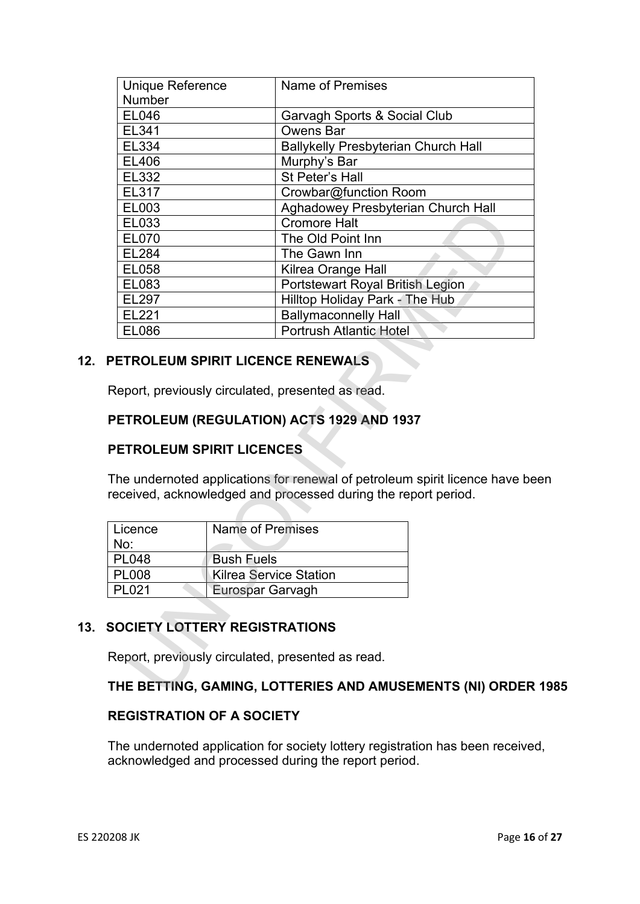| Unique Reference Number | Name of Premises |
|---|---|
| EL046 | Garvagh Sports & Social Club |
| EL341 | Owens Bar |
| EL334 | Ballykelly Presbyterian Church Hall |
| EL406 | Murphy's Bar |
| EL332 | St Peter's Hall |
| EL317 | Crowbar@function Room |
| EL003 | Aghadowey Presbyterian Church Hall |
| EL033 | Cromore Halt |
| EL070 | The Old Point Inn |
| EL284 | The Gawn Inn |
| EL058 | Kilrea Orange Hall |
| EL083 | Portstewart Royal British Legion |
| EL297 | Hilltop Holiday Park - The Hub |
| EL221 | Ballymaconnelly Hall |
| EL086 | Portrush Atlantic Hotel |

## 12. PETROLEUM SPIRIT LICENCE RENEWALS

Report, previously circulated, presented as read.

**PETROLEUM (REGULATION) ACTS 1929 AND 1937**

**PETROLEUM SPIRIT LICENCES**

The undernoted applications for renewal of petroleum spirit licence have been received, acknowledged and processed during the report period.

| Licence No: | Name of Premises |
|---|---|
| PL048 | Bush Fuels |
| PL008 | Kilrea Service Station |
| PL021 | Eurospar Garvagh |

## 13. SOCIETY LOTTERY REGISTRATIONS

Report, previously circulated, presented as read.

**THE BETTING, GAMING, LOTTERIES AND AMUSEMENTS (NI) ORDER 1985**

**REGISTRATION OF A SOCIETY**

The undernoted application for society lottery registration has been received, acknowledged and processed during the report period.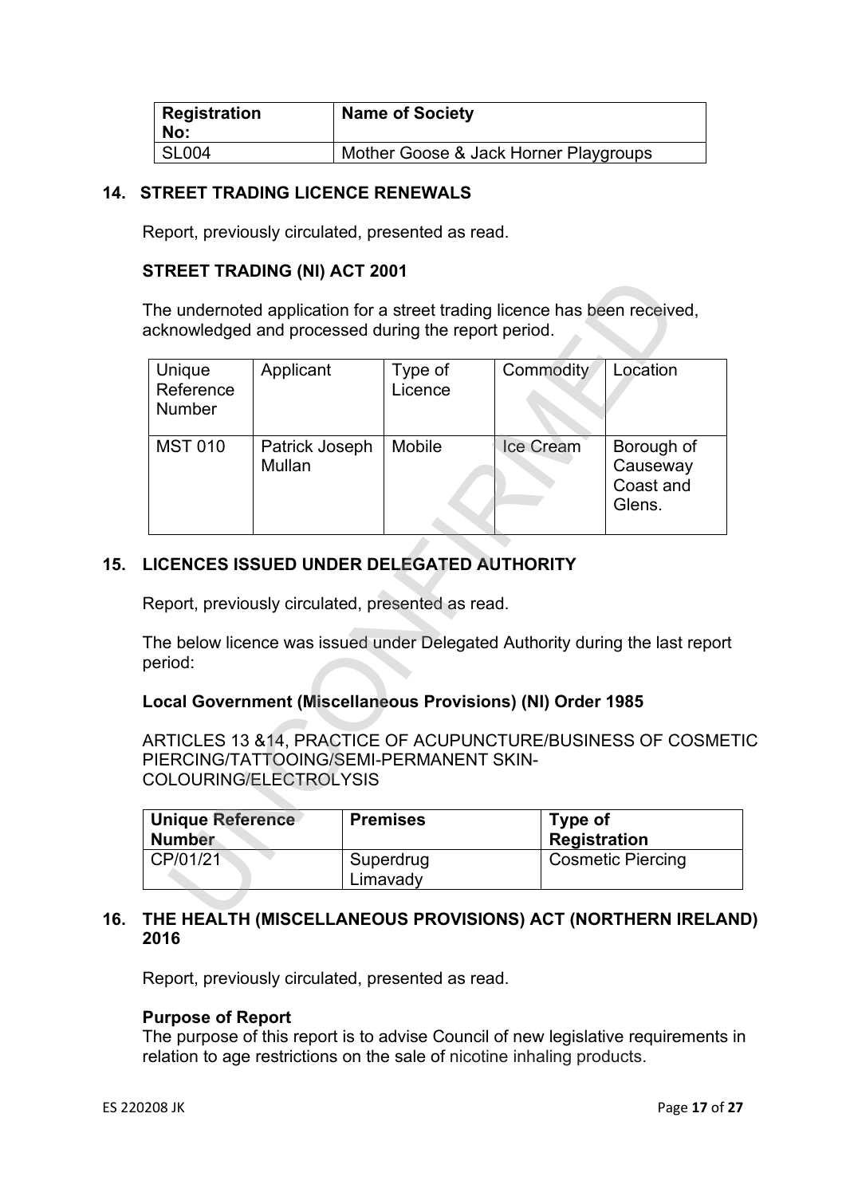| Registration No: | Name of Society |
| --- | --- |
| SL004 | Mother Goose & Jack Horner Playgroups |

## 14. STREET TRADING LICENCE RENEWALS

Report, previously circulated, presented as read.

### STREET TRADING (NI) ACT 2001

The undernoted application for a street trading licence has been received, acknowledged and processed during the report period.

| Unique Reference Number | Applicant | Type of Licence | Commodity | Location |
| --- | --- | --- | --- | --- |
| MST 010 | Patrick Joseph Mullan | Mobile | Ice Cream | Borough of Causeway Coast and Glens. |

## 15. LICENCES ISSUED UNDER DELEGATED AUTHORITY

Report, previously circulated, presented as read.

The below licence was issued under Delegated Authority during the last report period:

### Local Government (Miscellaneous Provisions) (NI) Order 1985

ARTICLES 13 &14, PRACTICE OF ACUPUNCTURE/BUSINESS OF COSMETIC PIERCING/TATTOOING/SEMI-PERMANENT SKIN-COLOURING/ELECTROLYSIS

| Unique Reference Number | Premises | Type of Registration |
| --- | --- | --- |
| CP/01/21 | Superdrug Limavady | Cosmetic Piercing |

## 16. THE HEALTH (MISCELLANEOUS PROVISIONS) ACT (NORTHERN IRELAND) 2016

Report, previously circulated, presented as read.

**Purpose of Report**
The purpose of this report is to advise Council of new legislative requirements in relation to age restrictions on the sale of nicotine inhaling products.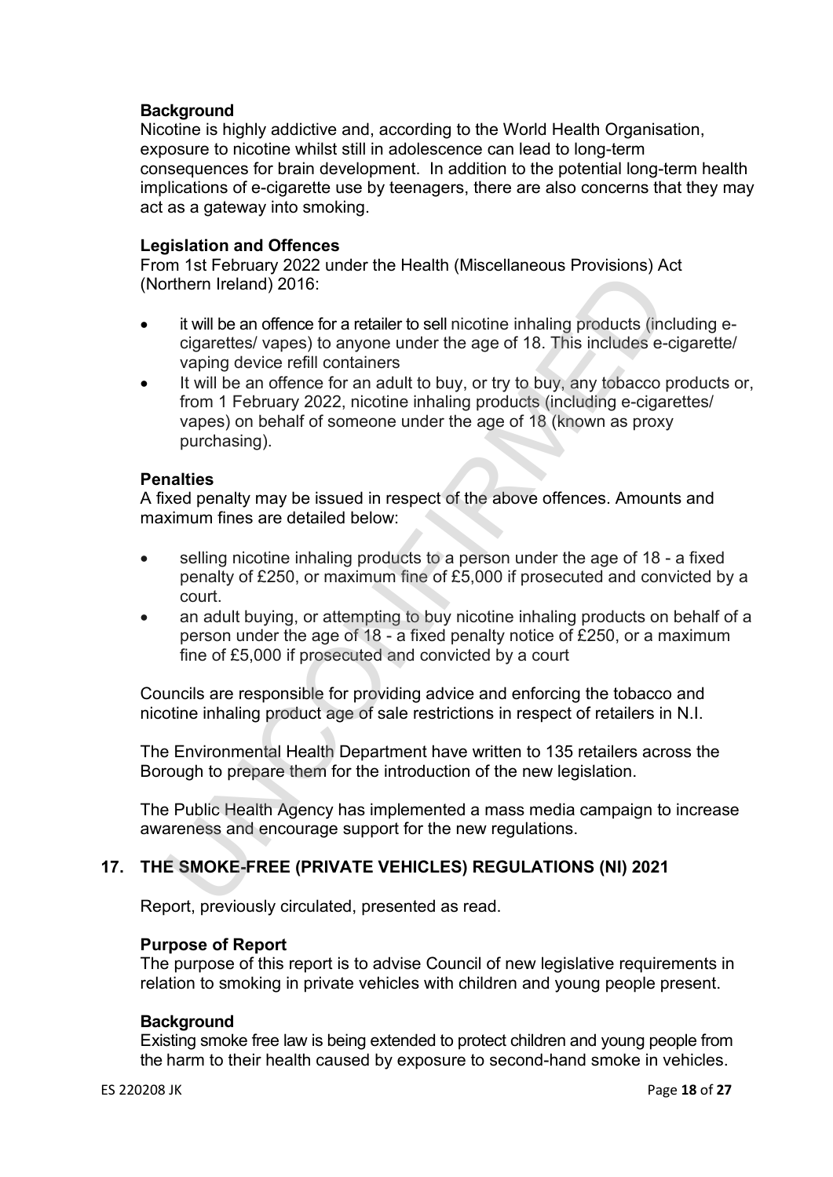**Background**
Nicotine is highly addictive and, according to the World Health Organisation, exposure to nicotine whilst still in adolescence can lead to long-term consequences for brain development. In addition to the potential long-term health implications of e-cigarette use by teenagers, there are also concerns that they may act as a gateway into smoking.

**Legislation and Offences**
From 1st February 2022 under the Health (Miscellaneous Provisions) Act (Northern Ireland) 2016:

- it will be an offence for a retailer to sell nicotine inhaling products (including e-cigarettes/ vapes) to anyone under the age of 18. This includes e-cigarette/ vaping device refill containers
- It will be an offence for an adult to buy, or try to buy, any tobacco products or, from 1 February 2022, nicotine inhaling products (including e-cigarettes/ vapes) on behalf of someone under the age of 18 (known as proxy purchasing).

**Penalties**
A fixed penalty may be issued in respect of the above offences. Amounts and maximum fines are detailed below:

- selling nicotine inhaling products to a person under the age of 18 - a fixed penalty of £250, or maximum fine of £5,000 if prosecuted and convicted by a court.
- an adult buying, or attempting to buy nicotine inhaling products on behalf of a person under the age of 18 - a fixed penalty notice of £250, or a maximum fine of £5,000 if prosecuted and convicted by a court

Councils are responsible for providing advice and enforcing the tobacco and nicotine inhaling product age of sale restrictions in respect of retailers in N.I.

The Environmental Health Department have written to 135 retailers across the Borough to prepare them for the introduction of the new legislation.

The Public Health Agency has implemented a mass media campaign to increase awareness and encourage support for the new regulations.

## 17. THE SMOKE-FREE (PRIVATE VEHICLES) REGULATIONS (NI) 2021

Report, previously circulated, presented as read.

**Purpose of Report**
The purpose of this report is to advise Council of new legislative requirements in relation to smoking in private vehicles with children and young people present.

**Background**
Existing smoke free law is being extended to protect children and young people from the harm to their health caused by exposure to second-hand smoke in vehicles.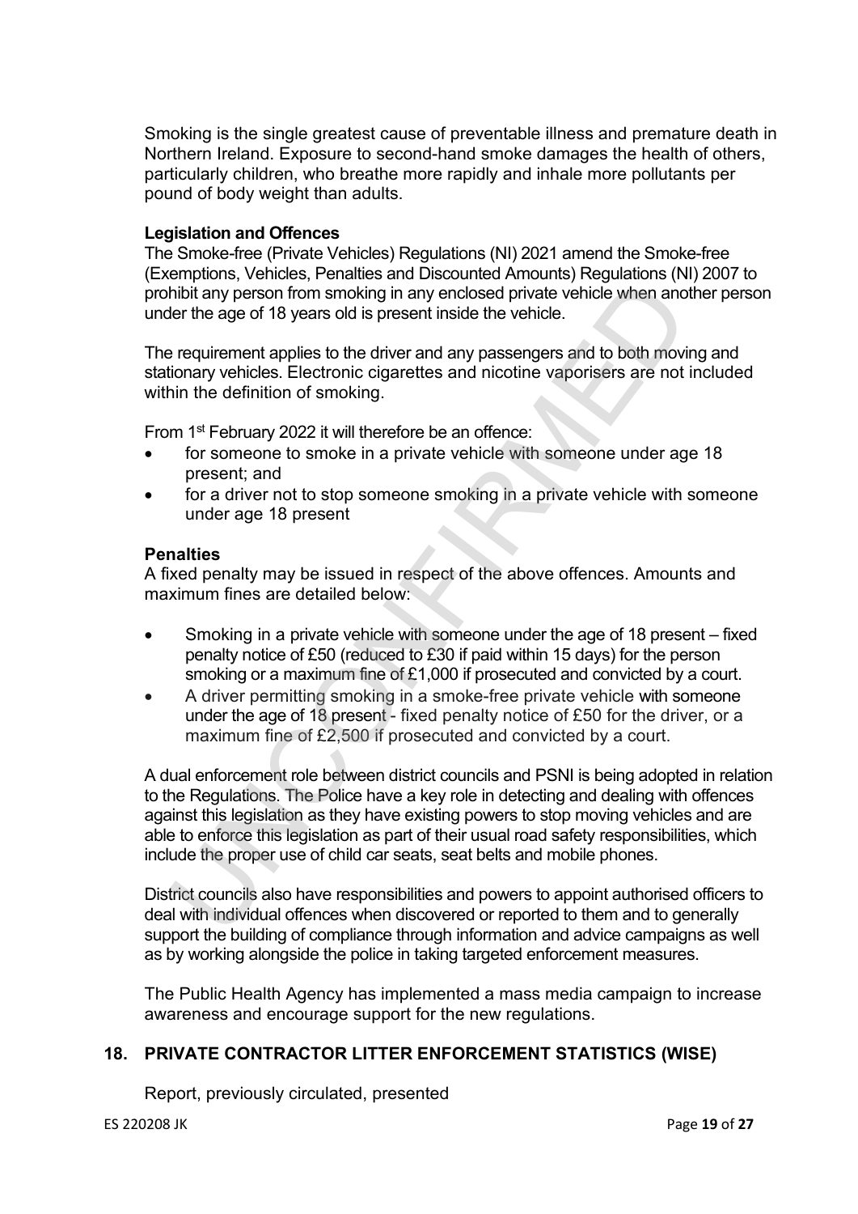Smoking is the single greatest cause of preventable illness and premature death in Northern Ireland. Exposure to second-hand smoke damages the health of others, particularly children, who breathe more rapidly and inhale more pollutants per pound of body weight than adults.

**Legislation and Offences**

The Smoke-free (Private Vehicles) Regulations (NI) 2021 amend the Smoke-free (Exemptions, Vehicles, Penalties and Discounted Amounts) Regulations (NI) 2007 to prohibit any person from smoking in any enclosed private vehicle when another person under the age of 18 years old is present inside the vehicle.

The requirement applies to the driver and any passengers and to both moving and stationary vehicles. Electronic cigarettes and nicotine vaporisers are not included within the definition of smoking.

From 1st February 2022 it will therefore be an offence:

- for someone to smoke in a private vehicle with someone under age 18 present; and
- for a driver not to stop someone smoking in a private vehicle with someone under age 18 present

**Penalties**

A fixed penalty may be issued in respect of the above offences. Amounts and maximum fines are detailed below:

- Smoking in a private vehicle with someone under the age of 18 present – fixed penalty notice of £50 (reduced to £30 if paid within 15 days) for the person smoking or a maximum fine of £1,000 if prosecuted and convicted by a court.
- A driver permitting smoking in a smoke-free private vehicle with someone under the age of 18 present - fixed penalty notice of £50 for the driver, or a maximum fine of £2,500 if prosecuted and convicted by a court.

A dual enforcement role between district councils and PSNI is being adopted in relation to the Regulations. The Police have a key role in detecting and dealing with offences against this legislation as they have existing powers to stop moving vehicles and are able to enforce this legislation as part of their usual road safety responsibilities, which include the proper use of child car seats, seat belts and mobile phones.

District councils also have responsibilities and powers to appoint authorised officers to deal with individual offences when discovered or reported to them and to generally support the building of compliance through information and advice campaigns as well as by working alongside the police in taking targeted enforcement measures.

The Public Health Agency has implemented a mass media campaign to increase awareness and encourage support for the new regulations.

## 18. PRIVATE CONTRACTOR LITTER ENFORCEMENT STATISTICS (WISE)

Report, previously circulated, presented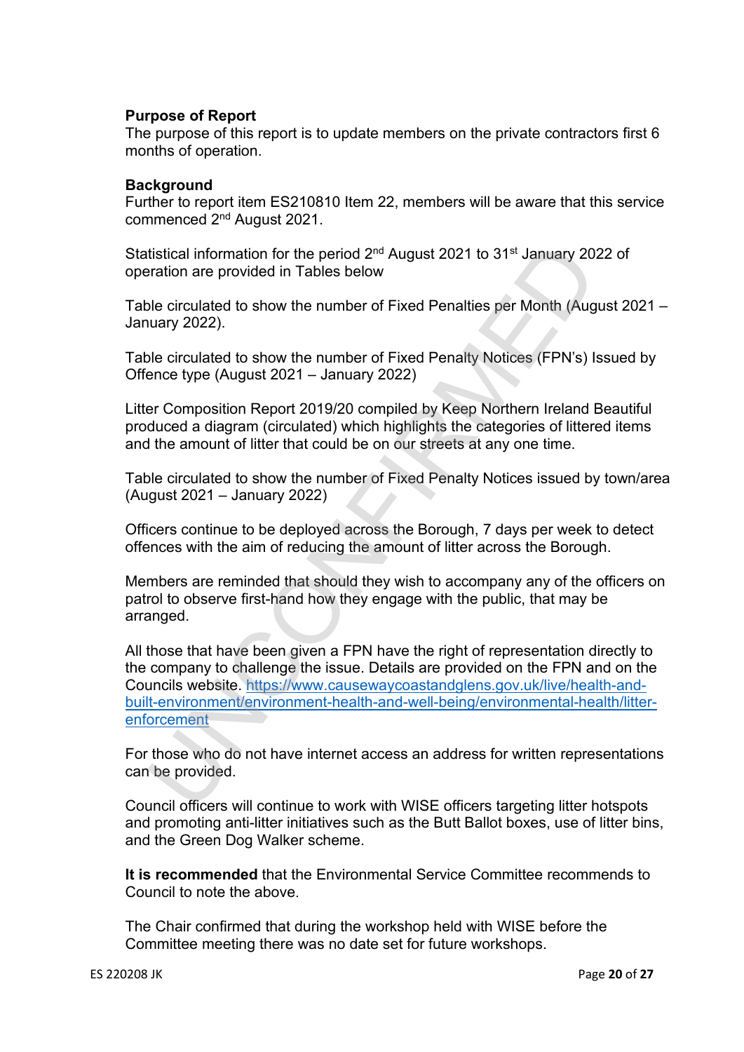**Purpose of Report**
The purpose of this report is to update members on the private contractors first 6 months of operation.

**Background**
Further to report item ES210810 Item 22, members will be aware that this service commenced 2nd August 2021.

Statistical information for the period 2nd August 2021 to 31st January 2022 of operation are provided in Tables below

Table circulated to show the number of Fixed Penalties per Month (August 2021 – January 2022).

Table circulated to show the number of Fixed Penalty Notices (FPN's) Issued by Offence type (August 2021 – January 2022)

Litter Composition Report 2019/20 compiled by Keep Northern Ireland Beautiful produced a diagram (circulated) which highlights the categories of littered items and the amount of litter that could be on our streets at any one time.

Table circulated to show the number of Fixed Penalty Notices issued by town/area (August 2021 – January 2022)

Officers continue to be deployed across the Borough, 7 days per week to detect offences with the aim of reducing the amount of litter across the Borough.

Members are reminded that should they wish to accompany any of the officers on patrol to observe first-hand how they engage with the public, that may be arranged.

All those that have been given a FPN have the right of representation directly to the company to challenge the issue. Details are provided on the FPN and on the Councils website. https://www.causewaycoastandglens.gov.uk/live/health-and-built-environment/environment-health-and-well-being/environmental-health/litter-enforcement

For those who do not have internet access an address for written representations can be provided.

Council officers will continue to work with WISE officers targeting litter hotspots and promoting anti-litter initiatives such as the Butt Ballot boxes, use of litter bins, and the Green Dog Walker scheme.

**It is recommended** that the Environmental Service Committee recommends to Council to note the above.

The Chair confirmed that during the workshop held with WISE before the Committee meeting there was no date set for future workshops.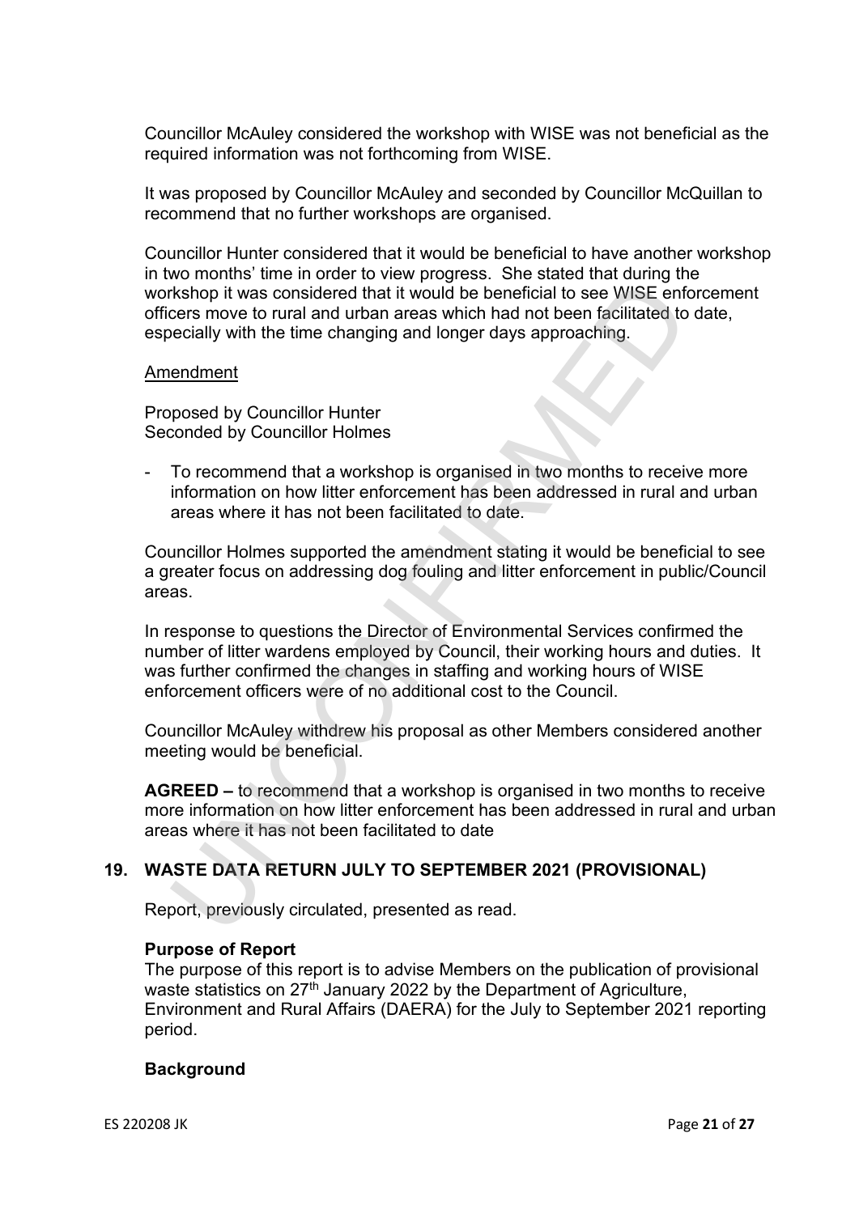Councillor McAuley considered the workshop with WISE was not beneficial as the required information was not forthcoming from WISE.

It was proposed by Councillor McAuley and seconded by Councillor McQuillan to recommend that no further workshops are organised.

Councillor Hunter considered that it would be beneficial to have another workshop in two months' time in order to view progress. She stated that during the workshop it was considered that it would be beneficial to see WISE enforcement officers move to rural and urban areas which had not been facilitated to date, especially with the time changing and longer days approaching.

Amendment

Proposed by Councillor Hunter
Seconded by Councillor Holmes

- To recommend that a workshop is organised in two months to receive more information on how litter enforcement has been addressed in rural and urban areas where it has not been facilitated to date.

Councillor Holmes supported the amendment stating it would be beneficial to see a greater focus on addressing dog fouling and litter enforcement in public/Council areas.

In response to questions the Director of Environmental Services confirmed the number of litter wardens employed by Council, their working hours and duties. It was further confirmed the changes in staffing and working hours of WISE enforcement officers were of no additional cost to the Council.

Councillor McAuley withdrew his proposal as other Members considered another meeting would be beneficial.

**AGREED –** to recommend that a workshop is organised in two months to receive more information on how litter enforcement has been addressed in rural and urban areas where it has not been facilitated to date

## 19. WASTE DATA RETURN JULY TO SEPTEMBER 2021 (PROVISIONAL)

Report, previously circulated, presented as read.

**Purpose of Report**
The purpose of this report is to advise Members on the publication of provisional waste statistics on 27th January 2022 by the Department of Agriculture, Environment and Rural Affairs (DAERA) for the July to September 2021 reporting period.

**Background**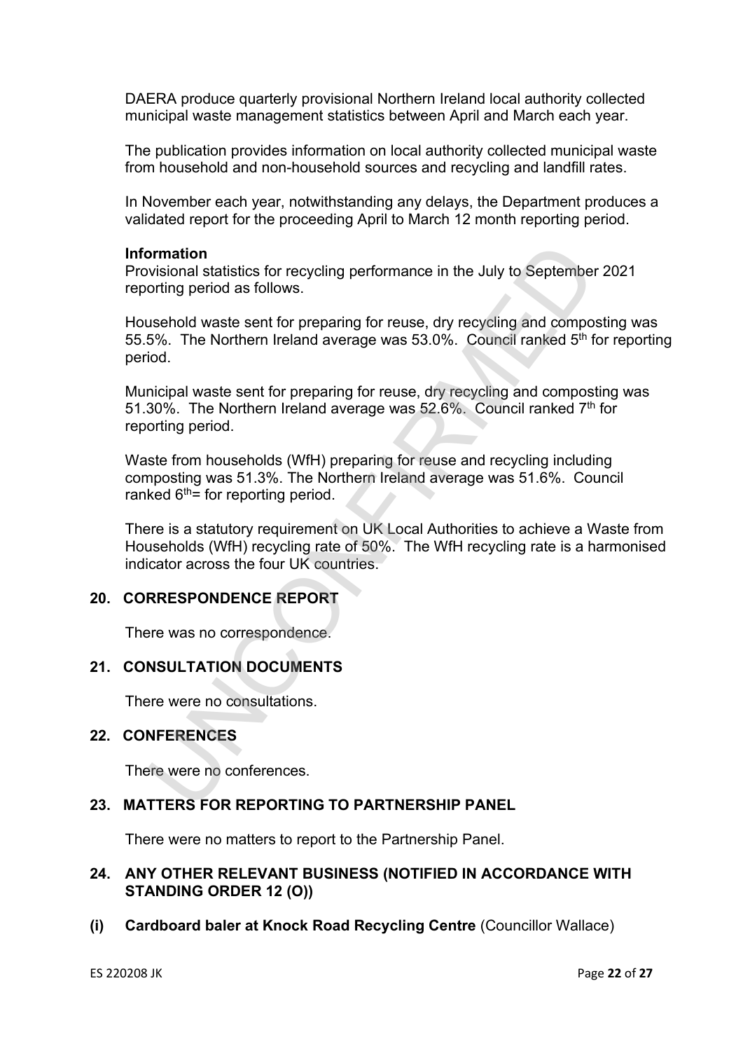DAERA produce quarterly provisional Northern Ireland local authority collected municipal waste management statistics between April and March each year.

The publication provides information on local authority collected municipal waste from household and non-household sources and recycling and landfill rates.

In November each year, notwithstanding any delays, the Department produces a validated report for the proceeding April to March 12 month reporting period.

**Information**
Provisional statistics for recycling performance in the July to September 2021 reporting period as follows.

Household waste sent for preparing for reuse, dry recycling and composting was 55.5%. The Northern Ireland average was 53.0%. Council ranked 5th for reporting period.

Municipal waste sent for preparing for reuse, dry recycling and composting was 51.30%. The Northern Ireland average was 52.6%. Council ranked 7th for reporting period.

Waste from households (WfH) preparing for reuse and recycling including composting was 51.3%. The Northern Ireland average was 51.6%. Council ranked 6th= for reporting period.

There is a statutory requirement on UK Local Authorities to achieve a Waste from Households (WfH) recycling rate of 50%. The WfH recycling rate is a harmonised indicator across the four UK countries.

## 20. CORRESPONDENCE REPORT

There was no correspondence.

## 21. CONSULTATION DOCUMENTS

There were no consultations.

## 22. CONFERENCES

There were no conferences.

## 23. MATTERS FOR REPORTING TO PARTNERSHIP PANEL

There were no matters to report to the Partnership Panel.

## 24. ANY OTHER RELEVANT BUSINESS (NOTIFIED IN ACCORDANCE WITH STANDING ORDER 12 (O))

**(i) Cardboard baler at Knock Road Recycling Centre** (Councillor Wallace)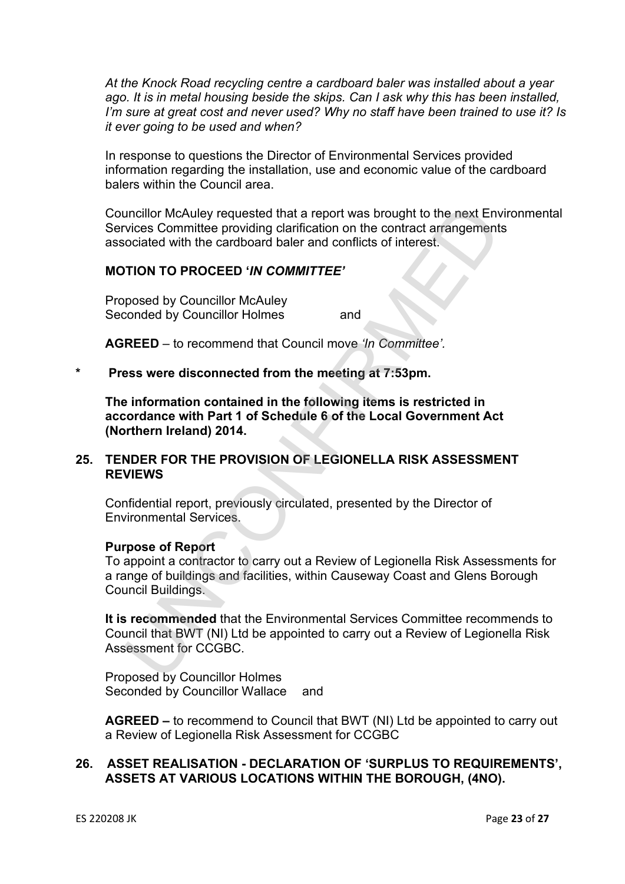*At the Knock Road recycling centre a cardboard baler was installed about a year ago. It is in metal housing beside the skips. Can I ask why this has been installed, I'm sure at great cost and never used? Why no staff have been trained to use it? Is it ever going to be used and when?*

In response to questions the Director of Environmental Services provided information regarding the installation, use and economic value of the cardboard balers within the Council area.

Councillor McAuley requested that a report was brought to the next Environmental Services Committee providing clarification on the contract arrangements associated with the cardboard baler and conflicts of interest.

**MOTION TO PROCEED '*IN COMMITTEE*'**

Proposed by Councillor McAuley
Seconded by Councillor Holmes and

**AGREED** – to recommend that Council move *'In Committee'.*

\* **Press were disconnected from the meeting at 7:53pm.**

**The information contained in the following items is restricted in accordance with Part 1 of Schedule 6 of the Local Government Act (Northern Ireland) 2014.**

## 25. TENDER FOR THE PROVISION OF LEGIONELLA RISK ASSESSMENT REVIEWS

Confidential report, previously circulated, presented by the Director of Environmental Services.

**Purpose of Report**
To appoint a contractor to carry out a Review of Legionella Risk Assessments for a range of buildings and facilities, within Causeway Coast and Glens Borough Council Buildings.

**It is recommended** that the Environmental Services Committee recommends to Council that BWT (NI) Ltd be appointed to carry out a Review of Legionella Risk Assessment for CCGBC.

Proposed by Councillor Holmes
Seconded by Councillor Wallace and

**AGREED –** to recommend to Council that BWT (NI) Ltd be appointed to carry out a Review of Legionella Risk Assessment for CCGBC

## 26. ASSET REALISATION - DECLARATION OF 'SURPLUS TO REQUIREMENTS', ASSETS AT VARIOUS LOCATIONS WITHIN THE BOROUGH, (4NO).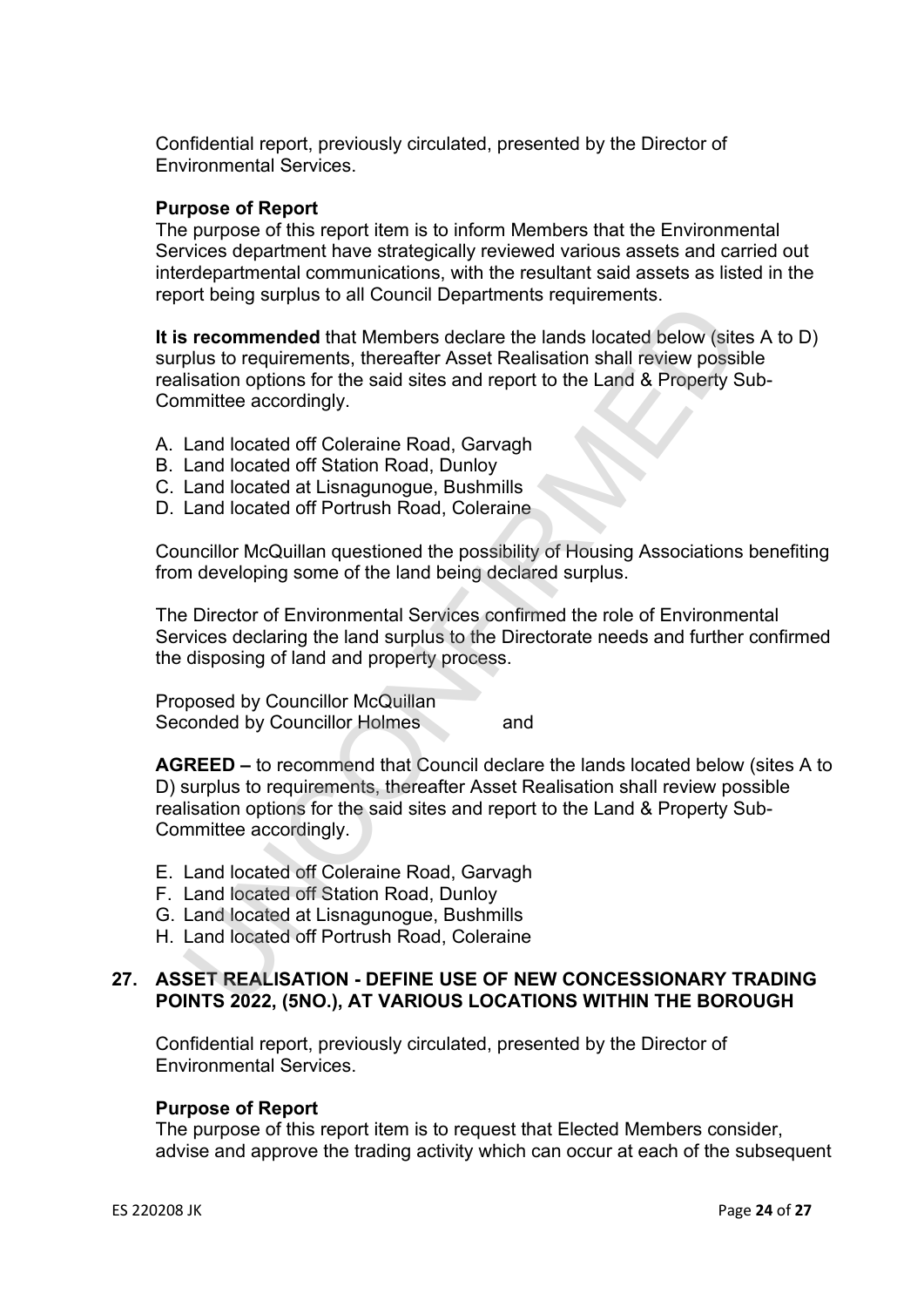Confidential report, previously circulated, presented by the Director of Environmental Services.

**Purpose of Report**
The purpose of this report item is to inform Members that the Environmental Services department have strategically reviewed various assets and carried out interdepartmental communications, with the resultant said assets as listed in the report being surplus to all Council Departments requirements.

**It is recommended** that Members declare the lands located below (sites A to D) surplus to requirements, thereafter Asset Realisation shall review possible realisation options for the said sites and report to the Land & Property Sub-Committee accordingly.

A. Land located off Coleraine Road, Garvagh
B. Land located off Station Road, Dunloy
C. Land located at Lisnagunogue, Bushmills
D. Land located off Portrush Road, Coleraine

Councillor McQuillan questioned the possibility of Housing Associations benefiting from developing some of the land being declared surplus.

The Director of Environmental Services confirmed the role of Environmental Services declaring the land surplus to the Directorate needs and further confirmed the disposing of land and property process.

Proposed by Councillor McQuillan
Seconded by Councillor Holmes and

**AGREED –** to recommend that Council declare the lands located below (sites A to D) surplus to requirements, thereafter Asset Realisation shall review possible realisation options for the said sites and report to the Land & Property Sub-Committee accordingly.

E. Land located off Coleraine Road, Garvagh
F. Land located off Station Road, Dunloy
G. Land located at Lisnagunogue, Bushmills
H. Land located off Portrush Road, Coleraine

## 27. ASSET REALISATION - DEFINE USE OF NEW CONCESSIONARY TRADING POINTS 2022, (5NO.), AT VARIOUS LOCATIONS WITHIN THE BOROUGH

Confidential report, previously circulated, presented by the Director of Environmental Services.

**Purpose of Report**
The purpose of this report item is to request that Elected Members consider, advise and approve the trading activity which can occur at each of the subsequent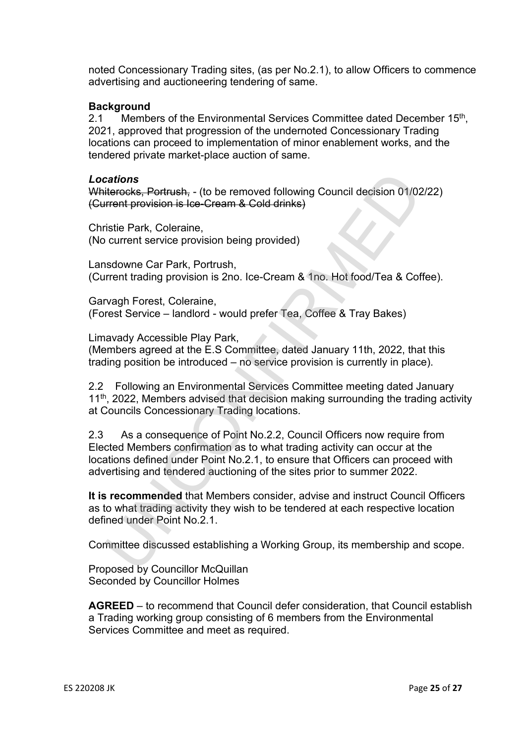noted Concessionary Trading sites, (as per No.2.1), to allow Officers to commence advertising and auctioneering tendering of same.

**Background**

2.1 Members of the Environmental Services Committee dated December 15th, 2021, approved that progression of the undernoted Concessionary Trading locations can proceed to implementation of minor enablement works, and the tendered private market-place auction of same.

***Locations***

~~Whiterocks, Portrush,~~ - (to be removed following Council decision 01/02/22)
~~(Current provision is Ice-Cream & Cold drinks)~~

Christie Park, Coleraine,
(No current service provision being provided)

Lansdowne Car Park, Portrush,
(Current trading provision is 2no. Ice-Cream & 1no. Hot food/Tea & Coffee).

Garvagh Forest, Coleraine,
(Forest Service – landlord - would prefer Tea, Coffee & Tray Bakes)

Limavady Accessible Play Park,
(Members agreed at the E.S Committee, dated January 11th, 2022, that this trading position be introduced – no service provision is currently in place).

2.2 Following an Environmental Services Committee meeting dated January 11th, 2022, Members advised that decision making surrounding the trading activity at Councils Concessionary Trading locations.

2.3 As a consequence of Point No.2.2, Council Officers now require from Elected Members confirmation as to what trading activity can occur at the locations defined under Point No.2.1, to ensure that Officers can proceed with advertising and tendered auctioning of the sites prior to summer 2022.

**It is recommended** that Members consider, advise and instruct Council Officers as to what trading activity they wish to be tendered at each respective location defined under Point No.2.1.

Committee discussed establishing a Working Group, its membership and scope.

Proposed by Councillor McQuillan
Seconded by Councillor Holmes

**AGREED** – to recommend that Council defer consideration, that Council establish a Trading working group consisting of 6 members from the Environmental Services Committee and meet as required.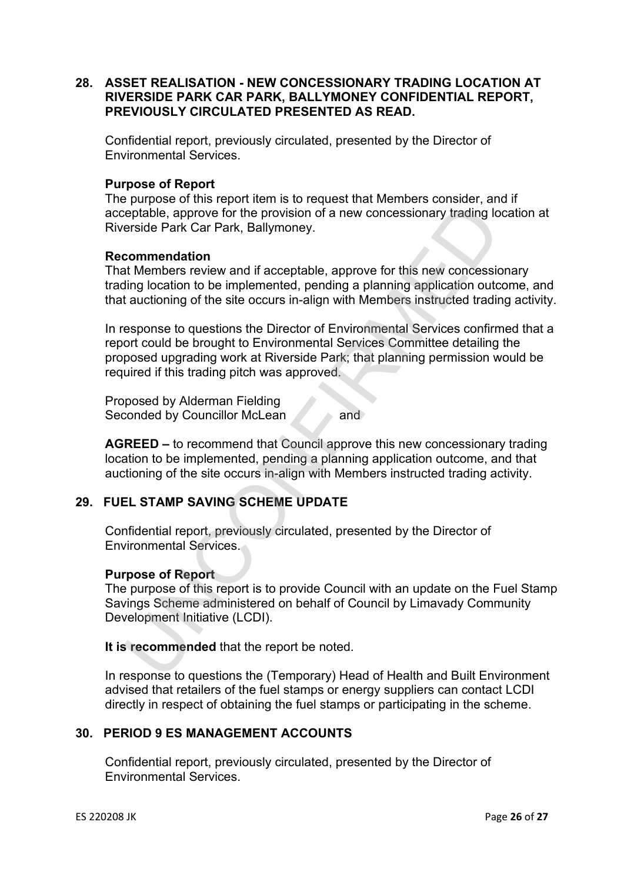## 28. ASSET REALISATION - NEW CONCESSIONARY TRADING LOCATION AT RIVERSIDE PARK CAR PARK, BALLYMONEY CONFIDENTIAL REPORT, PREVIOUSLY CIRCULATED PRESENTED AS READ.

Confidential report, previously circulated, presented by the Director of Environmental Services.

**Purpose of Report**
The purpose of this report item is to request that Members consider, and if acceptable, approve for the provision of a new concessionary trading location at Riverside Park Car Park, Ballymoney.

**Recommendation**
That Members review and if acceptable, approve for this new concessionary trading location to be implemented, pending a planning application outcome, and that auctioning of the site occurs in-align with Members instructed trading activity.

In response to questions the Director of Environmental Services confirmed that a report could be brought to Environmental Services Committee detailing the proposed upgrading work at Riverside Park; that planning permission would be required if this trading pitch was approved.

Proposed by Alderman Fielding
Seconded by Councillor McLean and

**AGREED –** to recommend that Council approve this new concessionary trading location to be implemented, pending a planning application outcome, and that auctioning of the site occurs in-align with Members instructed trading activity.

## 29. FUEL STAMP SAVING SCHEME UPDATE

Confidential report, previously circulated, presented by the Director of Environmental Services.

**Purpose of Report**
The purpose of this report is to provide Council with an update on the Fuel Stamp Savings Scheme administered on behalf of Council by Limavady Community Development Initiative (LCDI).

**It is recommended** that the report be noted.

In response to questions the (Temporary) Head of Health and Built Environment advised that retailers of the fuel stamps or energy suppliers can contact LCDI directly in respect of obtaining the fuel stamps or participating in the scheme.

## 30. PERIOD 9 ES MANAGEMENT ACCOUNTS

Confidential report, previously circulated, presented by the Director of Environmental Services.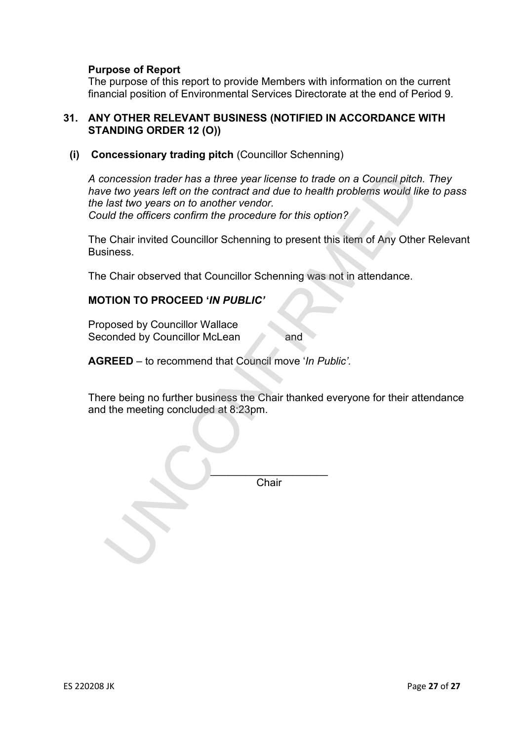**Purpose of Report**
The purpose of this report to provide Members with information on the current financial position of Environmental Services Directorate at the end of Period 9.

## 31. ANY OTHER RELEVANT BUSINESS (NOTIFIED IN ACCORDANCE WITH STANDING ORDER 12 (O))

**(i) Concessionary trading pitch** (Councillor Schenning)

*A concession trader has a three year license to trade on a Council pitch. They have two years left on the contract and due to health problems would like to pass the last two years on to another vendor.*
*Could the officers confirm the procedure for this option?*

The Chair invited Councillor Schenning to present this item of Any Other Relevant Business.

The Chair observed that Councillor Schenning was not in attendance.

**MOTION TO PROCEED '*IN PUBLIC*'**

Proposed by Councillor Wallace
Seconded by Councillor McLean and

**AGREED** – to recommend that Council move '*In Public'.*

There being no further business the Chair thanked everyone for their attendance and the meeting concluded at 8:23pm.

\_\_\_\_\_\_\_\_\_\_\_\_\_\_\_\_\_\_\_\_
Chair